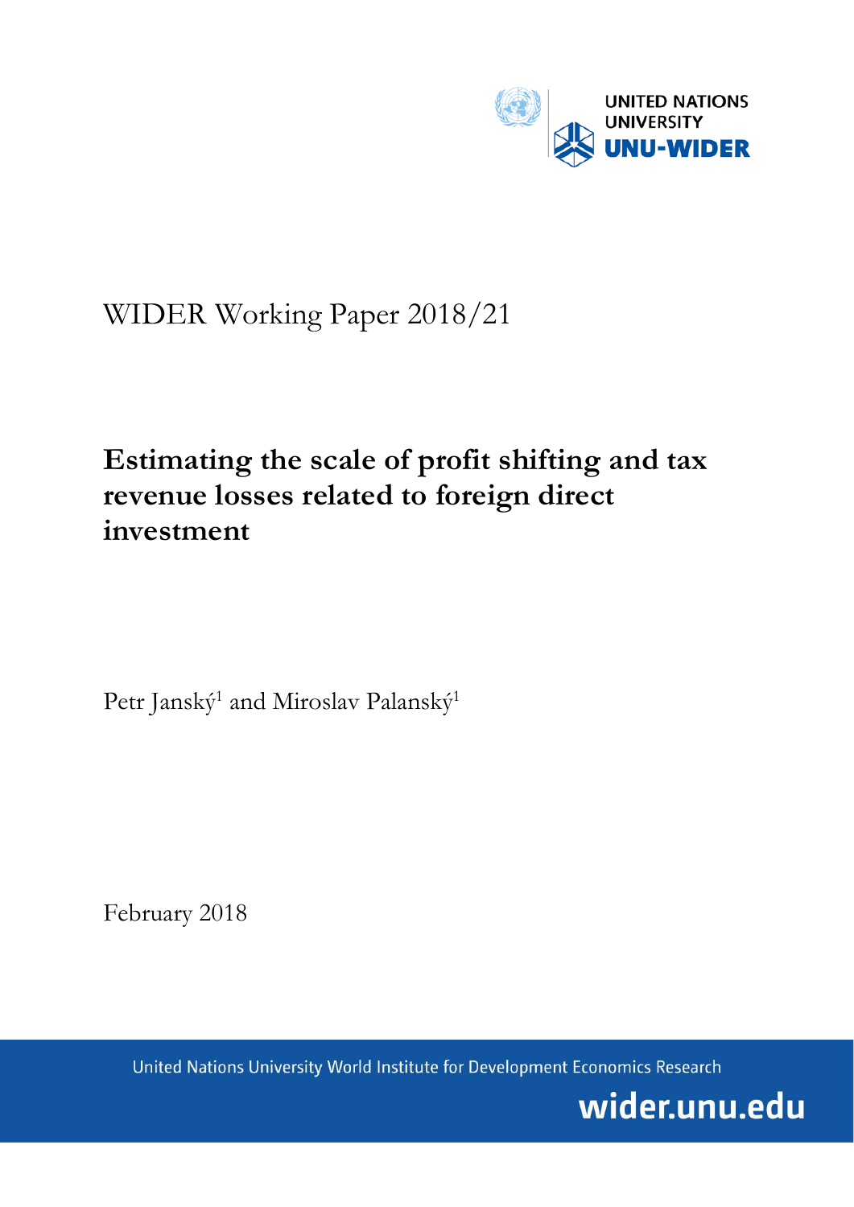UNITED NATIONS UNIVERSITY

UNU-WIDER

WIDER Working Paper 2018/21

# Estimating the scale of profit shifting and tax revenue losses related to foreign direct investment

Petr Janský[1] and Miroslav Palanský[1]

February 2018

United Nations University World Institute for Development Economics Research

wider.unu.edu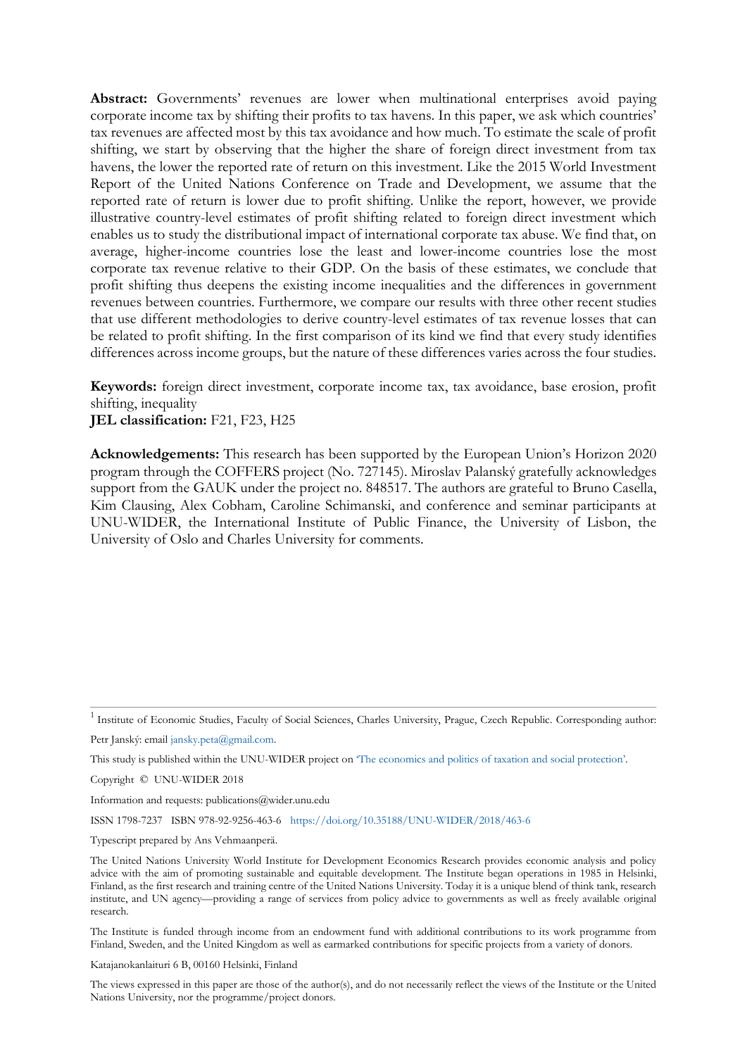**Abstract:** Governments' revenues are lower when multinational enterprises avoid paying corporate income tax by shifting their profits to tax havens. In this paper, we ask which countries' tax revenues are affected most by this tax avoidance and how much. To estimate the scale of profit shifting, we start by observing that the higher the share of foreign direct investment from tax havens, the lower the reported rate of return on this investment. Like the 2015 World Investment Report of the United Nations Conference on Trade and Development, we assume that the reported rate of return is lower due to profit shifting. Unlike the report, however, we provide illustrative country-level estimates of profit shifting related to foreign direct investment which enables us to study the distributional impact of international corporate tax abuse. We find that, on average, higher-income countries lose the least and lower-income countries lose the most corporate tax revenue relative to their GDP. On the basis of these estimates, we conclude that profit shifting thus deepens the existing income inequalities and the differences in government revenues between countries. Furthermore, we compare our results with three other recent studies that use different methodologies to derive country-level estimates of tax revenue losses that can be related to profit shifting. In the first comparison of its kind we find that every study identifies differences across income groups, but the nature of these differences varies across the four studies.

**Keywords:** foreign direct investment, corporate income tax, tax avoidance, base erosion, profit shifting, inequality

**JEL classification:** F21, F23, H25

**Acknowledgements:** This research has been supported by the European Union's Horizon 2020 program through the COFFERS project (No. 727145). Miroslav Palanský gratefully acknowledges support from the GAUK under the project no. 848517. The authors are grateful to Bruno Casella, Kim Clausing, Alex Cobham, Caroline Schimanski, and conference and seminar participants at UNU-WIDER, the International Institute of Public Finance, the University of Lisbon, the University of Oslo and Charles University for comments.

---

[1] Institute of Economic Studies, Faculty of Social Sciences, Charles University, Prague, Czech Republic. Corresponding author: Petr Janský: email jansky.peta@gmail.com.

This study is published within the UNU-WIDER project on 'The economics and politics of taxation and social protection'.

Copyright © UNU-WIDER 2018

Information and requests: publications@wider.unu.edu

ISSN 1798-7237 ISBN 978-92-9256-463-6 https://doi.org/10.35188/UNU-WIDER/2018/463-6

Typescript prepared by Ans Vehmaanperä.

The United Nations University World Institute for Development Economics Research provides economic analysis and policy advice with the aim of promoting sustainable and equitable development. The Institute began operations in 1985 in Helsinki, Finland, as the first research and training centre of the United Nations University. Today it is a unique blend of think tank, research institute, and UN agency—providing a range of services from policy advice to governments as well as freely available original research.

The Institute is funded through income from an endowment fund with additional contributions to its work programme from Finland, Sweden, and the United Kingdom as well as earmarked contributions for specific projects from a variety of donors.

Katajanokanlaituri 6 B, 00160 Helsinki, Finland

The views expressed in this paper are those of the author(s), and do not necessarily reflect the views of the Institute or the United Nations University, nor the programme/project donors.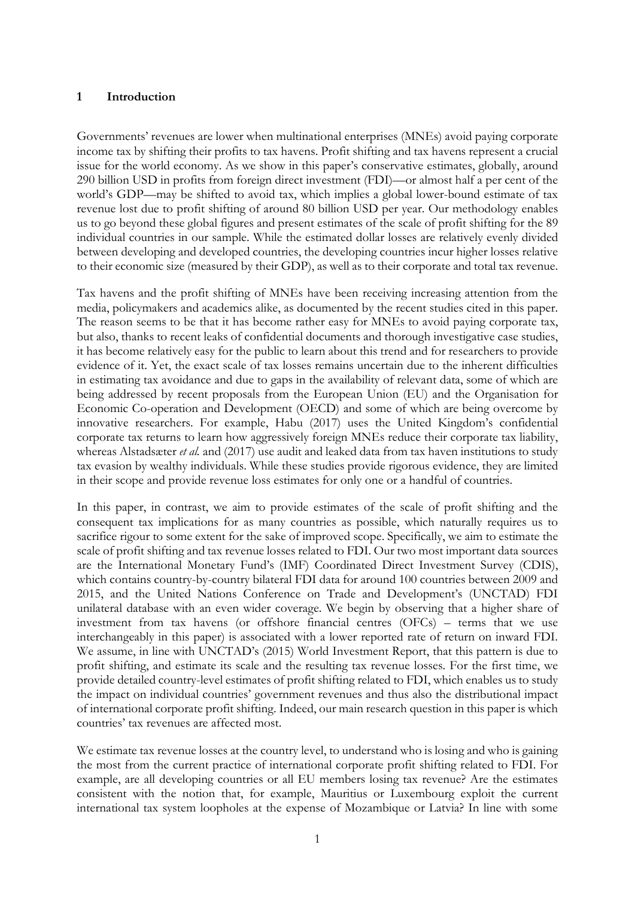# 1 Introduction

Governments' revenues are lower when multinational enterprises (MNEs) avoid paying corporate income tax by shifting their profits to tax havens. Profit shifting and tax havens represent a crucial issue for the world economy. As we show in this paper's conservative estimates, globally, around 290 billion USD in profits from foreign direct investment (FDI)—or almost half a per cent of the world's GDP—may be shifted to avoid tax, which implies a global lower-bound estimate of tax revenue lost due to profit shifting of around 80 billion USD per year. Our methodology enables us to go beyond these global figures and present estimates of the scale of profit shifting for the 89 individual countries in our sample. While the estimated dollar losses are relatively evenly divided between developing and developed countries, the developing countries incur higher losses relative to their economic size (measured by their GDP), as well as to their corporate and total tax revenue.

Tax havens and the profit shifting of MNEs have been receiving increasing attention from the media, policymakers and academics alike, as documented by the recent studies cited in this paper. The reason seems to be that it has become rather easy for MNEs to avoid paying corporate tax, but also, thanks to recent leaks of confidential documents and thorough investigative case studies, it has become relatively easy for the public to learn about this trend and for researchers to provide evidence of it. Yet, the exact scale of tax losses remains uncertain due to the inherent difficulties in estimating tax avoidance and due to gaps in the availability of relevant data, some of which are being addressed by recent proposals from the European Union (EU) and the Organisation for Economic Co-operation and Development (OECD) and some of which are being overcome by innovative researchers. For example, Habu (2017) uses the United Kingdom's confidential corporate tax returns to learn how aggressively foreign MNEs reduce their corporate tax liability, whereas Alstadsæter *et al.* and (2017) use audit and leaked data from tax haven institutions to study tax evasion by wealthy individuals. While these studies provide rigorous evidence, they are limited in their scope and provide revenue loss estimates for only one or a handful of countries.

In this paper, in contrast, we aim to provide estimates of the scale of profit shifting and the consequent tax implications for as many countries as possible, which naturally requires us to sacrifice rigour to some extent for the sake of improved scope. Specifically, we aim to estimate the scale of profit shifting and tax revenue losses related to FDI. Our two most important data sources are the International Monetary Fund's (IMF) Coordinated Direct Investment Survey (CDIS), which contains country-by-country bilateral FDI data for around 100 countries between 2009 and 2015, and the United Nations Conference on Trade and Development's (UNCTAD) FDI unilateral database with an even wider coverage. We begin by observing that a higher share of investment from tax havens (or offshore financial centres (OFCs) – terms that we use interchangeably in this paper) is associated with a lower reported rate of return on inward FDI. We assume, in line with UNCTAD's (2015) World Investment Report, that this pattern is due to profit shifting, and estimate its scale and the resulting tax revenue losses. For the first time, we provide detailed country-level estimates of profit shifting related to FDI, which enables us to study the impact on individual countries' government revenues and thus also the distributional impact of international corporate profit shifting. Indeed, our main research question in this paper is which countries' tax revenues are affected most.

We estimate tax revenue losses at the country level, to understand who is losing and who is gaining the most from the current practice of international corporate profit shifting related to FDI. For example, are all developing countries or all EU members losing tax revenue? Are the estimates consistent with the notion that, for example, Mauritius or Luxembourg exploit the current international tax system loopholes at the expense of Mozambique or Latvia? In line with some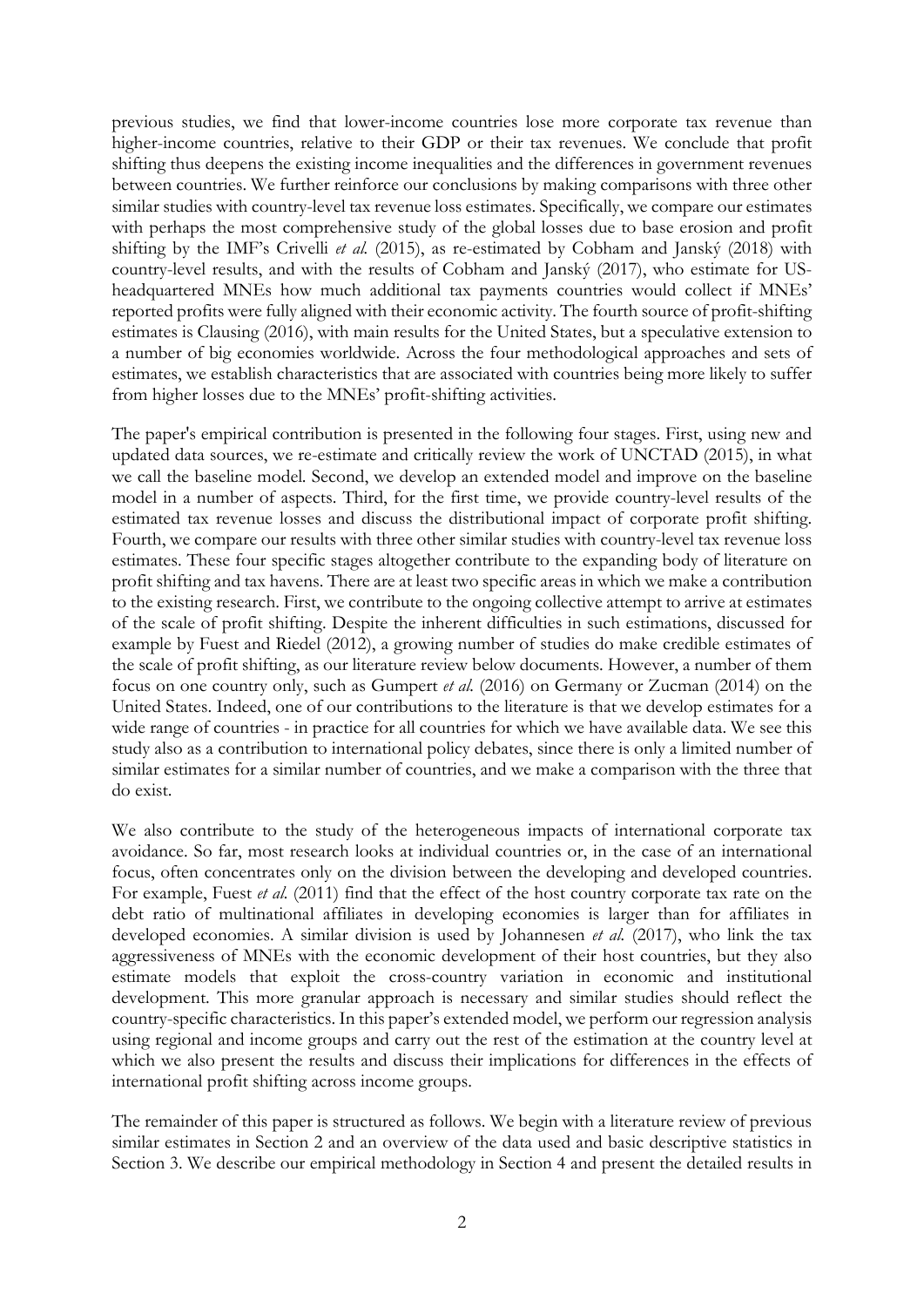previous studies, we find that lower-income countries lose more corporate tax revenue than higher-income countries, relative to their GDP or their tax revenues. We conclude that profit shifting thus deepens the existing income inequalities and the differences in government revenues between countries. We further reinforce our conclusions by making comparisons with three other similar studies with country-level tax revenue loss estimates. Specifically, we compare our estimates with perhaps the most comprehensive study of the global losses due to base erosion and profit shifting by the IMF's Crivelli *et al.* (2015), as re-estimated by Cobham and Janský (2018) with country-level results, and with the results of Cobham and Janský (2017), who estimate for US-headquartered MNEs how much additional tax payments countries would collect if MNEs' reported profits were fully aligned with their economic activity. The fourth source of profit-shifting estimates is Clausing (2016), with main results for the United States, but a speculative extension to a number of big economies worldwide. Across the four methodological approaches and sets of estimates, we establish characteristics that are associated with countries being more likely to suffer from higher losses due to the MNEs' profit-shifting activities.

The paper's empirical contribution is presented in the following four stages. First, using new and updated data sources, we re-estimate and critically review the work of UNCTAD (2015), in what we call the baseline model. Second, we develop an extended model and improve on the baseline model in a number of aspects. Third, for the first time, we provide country-level results of the estimated tax revenue losses and discuss the distributional impact of corporate profit shifting. Fourth, we compare our results with three other similar studies with country-level tax revenue loss estimates. These four specific stages altogether contribute to the expanding body of literature on profit shifting and tax havens. There are at least two specific areas in which we make a contribution to the existing research. First, we contribute to the ongoing collective attempt to arrive at estimates of the scale of profit shifting. Despite the inherent difficulties in such estimations, discussed for example by Fuest and Riedel (2012), a growing number of studies do make credible estimates of the scale of profit shifting, as our literature review below documents. However, a number of them focus on one country only, such as Gumpert *et al.* (2016) on Germany or Zucman (2014) on the United States. Indeed, one of our contributions to the literature is that we develop estimates for a wide range of countries - in practice for all countries for which we have available data. We see this study also as a contribution to international policy debates, since there is only a limited number of similar estimates for a similar number of countries, and we make a comparison with the three that do exist.

We also contribute to the study of the heterogeneous impacts of international corporate tax avoidance. So far, most research looks at individual countries or, in the case of an international focus, often concentrates only on the division between the developing and developed countries. For example, Fuest *et al.* (2011) find that the effect of the host country corporate tax rate on the debt ratio of multinational affiliates in developing economies is larger than for affiliates in developed economies. A similar division is used by Johannesen *et al.* (2017), who link the tax aggressiveness of MNEs with the economic development of their host countries, but they also estimate models that exploit the cross-country variation in economic and institutional development. This more granular approach is necessary and similar studies should reflect the country-specific characteristics. In this paper's extended model, we perform our regression analysis using regional and income groups and carry out the rest of the estimation at the country level at which we also present the results and discuss their implications for differences in the effects of international profit shifting across income groups.

The remainder of this paper is structured as follows. We begin with a literature review of previous similar estimates in Section 2 and an overview of the data used and basic descriptive statistics in Section 3. We describe our empirical methodology in Section 4 and present the detailed results in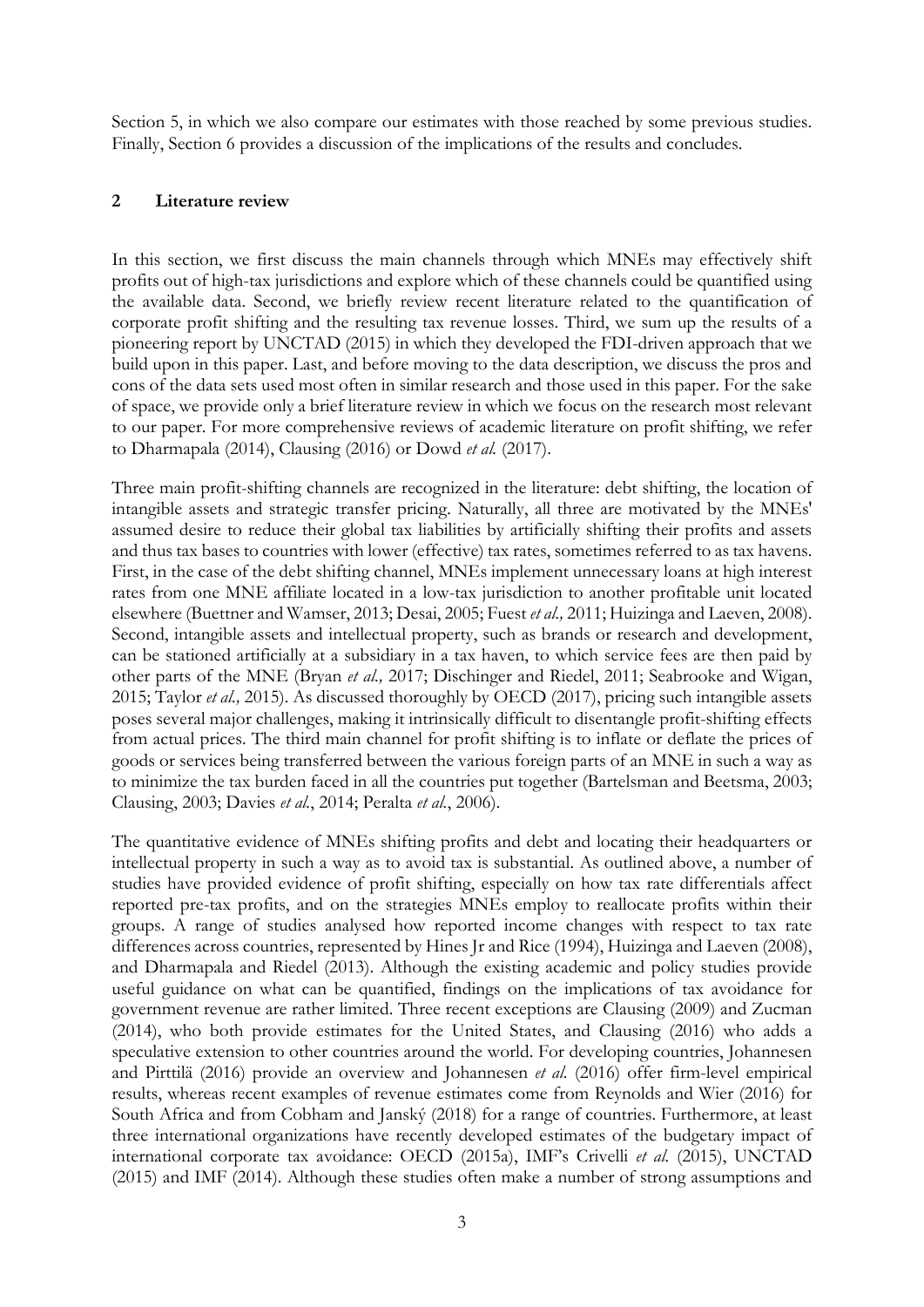Section 5, in which we also compare our estimates with those reached by some previous studies. Finally, Section 6 provides a discussion of the implications of the results and concludes.

## 2 Literature review

In this section, we first discuss the main channels through which MNEs may effectively shift profits out of high-tax jurisdictions and explore which of these channels could be quantified using the available data. Second, we briefly review recent literature related to the quantification of corporate profit shifting and the resulting tax revenue losses. Third, we sum up the results of a pioneering report by UNCTAD (2015) in which they developed the FDI-driven approach that we build upon in this paper. Last, and before moving to the data description, we discuss the pros and cons of the data sets used most often in similar research and those used in this paper. For the sake of space, we provide only a brief literature review in which we focus on the research most relevant to our paper. For more comprehensive reviews of academic literature on profit shifting, we refer to Dharmapala (2014), Clausing (2016) or Dowd *et al.* (2017).

Three main profit-shifting channels are recognized in the literature: debt shifting, the location of intangible assets and strategic transfer pricing. Naturally, all three are motivated by the MNEs' assumed desire to reduce their global tax liabilities by artificially shifting their profits and assets and thus tax bases to countries with lower (effective) tax rates, sometimes referred to as tax havens. First, in the case of the debt shifting channel, MNEs implement unnecessary loans at high interest rates from one MNE affiliate located in a low-tax jurisdiction to another profitable unit located elsewhere (Buettner and Wamser, 2013; Desai, 2005; Fuest *et al.,* 2011; Huizinga and Laeven, 2008). Second, intangible assets and intellectual property, such as brands or research and development, can be stationed artificially at a subsidiary in a tax haven, to which service fees are then paid by other parts of the MNE (Bryan *et al.,* 2017; Dischinger and Riedel, 2011; Seabrooke and Wigan, 2015; Taylor *et al.,* 2015). As discussed thoroughly by OECD (2017), pricing such intangible assets poses several major challenges, making it intrinsically difficult to disentangle profit-shifting effects from actual prices. The third main channel for profit shifting is to inflate or deflate the prices of goods or services being transferred between the various foreign parts of an MNE in such a way as to minimize the tax burden faced in all the countries put together (Bartelsman and Beetsma, 2003; Clausing, 2003; Davies *et al.*, 2014; Peralta *et al.*, 2006).

The quantitative evidence of MNEs shifting profits and debt and locating their headquarters or intellectual property in such a way as to avoid tax is substantial. As outlined above, a number of studies have provided evidence of profit shifting, especially on how tax rate differentials affect reported pre-tax profits, and on the strategies MNEs employ to reallocate profits within their groups. A range of studies analysed how reported income changes with respect to tax rate differences across countries, represented by Hines Jr and Rice (1994), Huizinga and Laeven (2008), and Dharmapala and Riedel (2013). Although the existing academic and policy studies provide useful guidance on what can be quantified, findings on the implications of tax avoidance for government revenue are rather limited. Three recent exceptions are Clausing (2009) and Zucman (2014), who both provide estimates for the United States, and Clausing (2016) who adds a speculative extension to other countries around the world. For developing countries, Johannesen and Pirttilä (2016) provide an overview and Johannesen *et al.* (2016) offer firm-level empirical results, whereas recent examples of revenue estimates come from Reynolds and Wier (2016) for South Africa and from Cobham and Janský (2018) for a range of countries. Furthermore, at least three international organizations have recently developed estimates of the budgetary impact of international corporate tax avoidance: OECD (2015a), IMF's Crivelli *et al.* (2015), UNCTAD (2015) and IMF (2014). Although these studies often make a number of strong assumptions and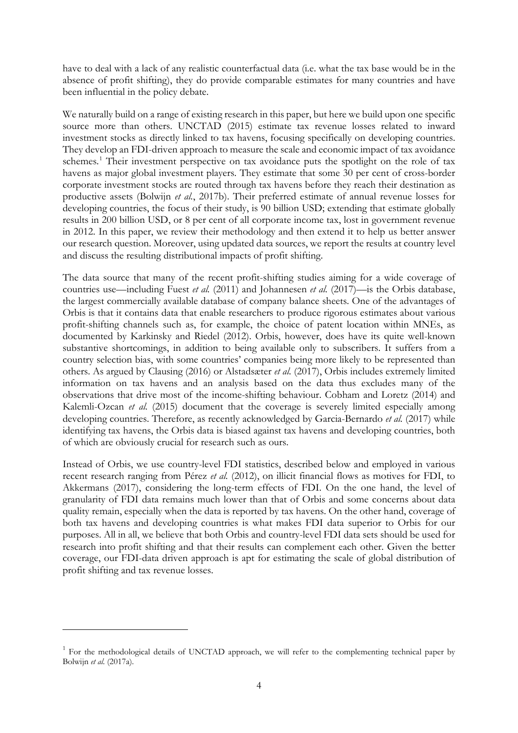have to deal with a lack of any realistic counterfactual data (i.e. what the tax base would be in the absence of profit shifting), they do provide comparable estimates for many countries and have been influential in the policy debate.

We naturally build on a range of existing research in this paper, but here we build upon one specific source more than others. UNCTAD (2015) estimate tax revenue losses related to inward investment stocks as directly linked to tax havens, focusing specifically on developing countries. They develop an FDI-driven approach to measure the scale and economic impact of tax avoidance schemes.[1] Their investment perspective on tax avoidance puts the spotlight on the role of tax havens as major global investment players. They estimate that some 30 per cent of cross-border corporate investment stocks are routed through tax havens before they reach their destination as productive assets (Bolwijn *et al.*, 2017b). Their preferred estimate of annual revenue losses for developing countries, the focus of their study, is 90 billion USD; extending that estimate globally results in 200 billion USD, or 8 per cent of all corporate income tax, lost in government revenue in 2012. In this paper, we review their methodology and then extend it to help us better answer our research question. Moreover, using updated data sources, we report the results at country level and discuss the resulting distributional impacts of profit shifting.

The data source that many of the recent profit-shifting studies aiming for a wide coverage of countries use—including Fuest *et al.* (2011) and Johannesen *et al.* (2017)—is the Orbis database, the largest commercially available database of company balance sheets. One of the advantages of Orbis is that it contains data that enable researchers to produce rigorous estimates about various profit-shifting channels such as, for example, the choice of patent location within MNEs, as documented by Karkinsky and Riedel (2012). Orbis, however, does have its quite well-known substantive shortcomings, in addition to being available only to subscribers. It suffers from a country selection bias, with some countries' companies being more likely to be represented than others. As argued by Clausing (2016) or Alstadsæter *et al.* (2017), Orbis includes extremely limited information on tax havens and an analysis based on the data thus excludes many of the observations that drive most of the income-shifting behaviour. Cobham and Loretz (2014) and Kalemli-Ozcan *et al.* (2015) document that the coverage is severely limited especially among developing countries. Therefore, as recently acknowledged by Garcia-Bernardo *et al.* (2017) while identifying tax havens, the Orbis data is biased against tax havens and developing countries, both of which are obviously crucial for research such as ours.

Instead of Orbis, we use country-level FDI statistics, described below and employed in various recent research ranging from Pérez *et al.* (2012), on illicit financial flows as motives for FDI, to Akkermans (2017), considering the long-term effects of FDI. On the one hand, the level of granularity of FDI data remains much lower than that of Orbis and some concerns about data quality remain, especially when the data is reported by tax havens. On the other hand, coverage of both tax havens and developing countries is what makes FDI data superior to Orbis for our purposes. All in all, we believe that both Orbis and country-level FDI data sets should be used for research into profit shifting and that their results can complement each other. Given the better coverage, our FDI-data driven approach is apt for estimating the scale of global distribution of profit shifting and tax revenue losses.

[1] For the methodological details of UNCTAD approach, we will refer to the complementing technical paper by Bolwijn *et al.* (2017a).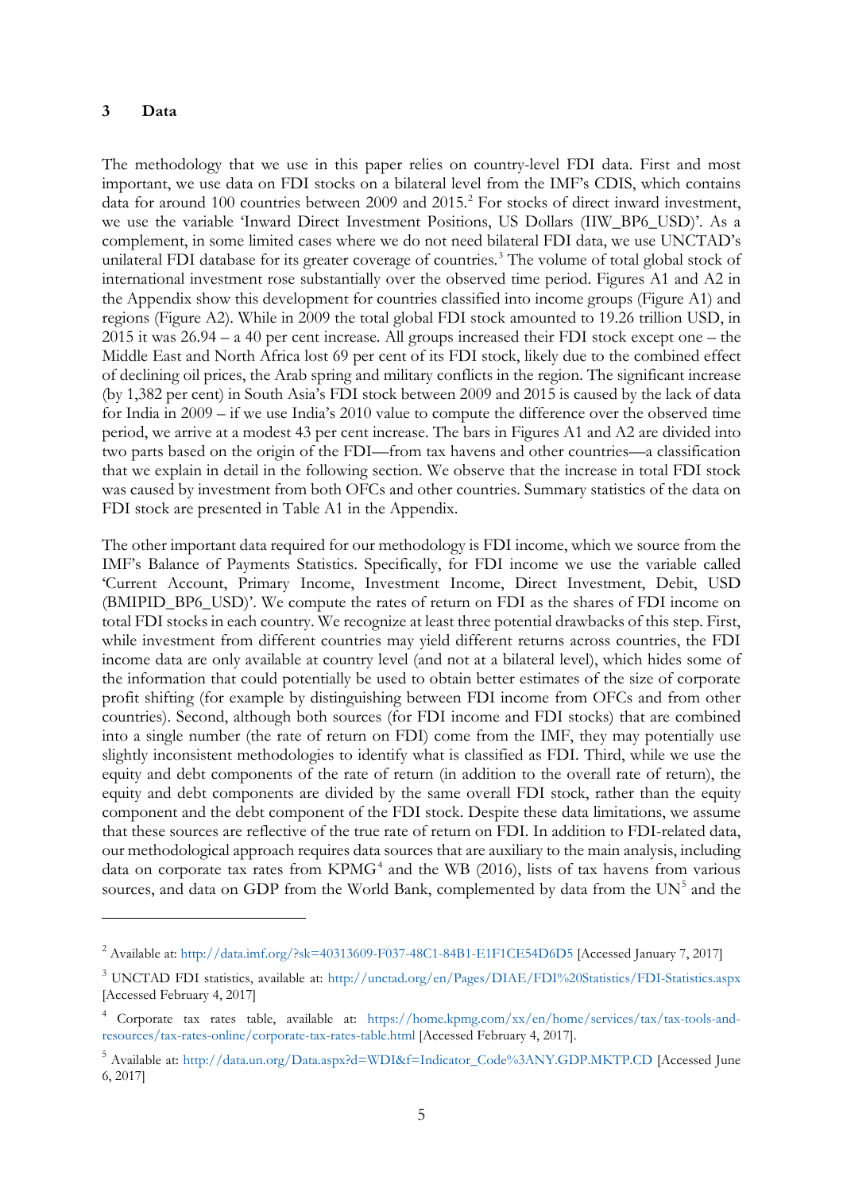## 3 Data

The methodology that we use in this paper relies on country-level FDI data. First and most important, we use data on FDI stocks on a bilateral level from the IMF's CDIS, which contains data for around 100 countries between 2009 and 2015.[2] For stocks of direct inward investment, we use the variable 'Inward Direct Investment Positions, US Dollars (IIW_BP6_USD)'. As a complement, in some limited cases where we do not need bilateral FDI data, we use UNCTAD's unilateral FDI database for its greater coverage of countries.[3] The volume of total global stock of international investment rose substantially over the observed time period. Figures A1 and A2 in the Appendix show this development for countries classified into income groups (Figure A1) and regions (Figure A2). While in 2009 the total global FDI stock amounted to 19.26 trillion USD, in 2015 it was 26.94 – a 40 per cent increase. All groups increased their FDI stock except one – the Middle East and North Africa lost 69 per cent of its FDI stock, likely due to the combined effect of declining oil prices, the Arab spring and military conflicts in the region. The significant increase (by 1,382 per cent) in South Asia's FDI stock between 2009 and 2015 is caused by the lack of data for India in 2009 – if we use India's 2010 value to compute the difference over the observed time period, we arrive at a modest 43 per cent increase. The bars in Figures A1 and A2 are divided into two parts based on the origin of the FDI—from tax havens and other countries—a classification that we explain in detail in the following section. We observe that the increase in total FDI stock was caused by investment from both OFCs and other countries. Summary statistics of the data on FDI stock are presented in Table A1 in the Appendix.

The other important data required for our methodology is FDI income, which we source from the IMF's Balance of Payments Statistics. Specifically, for FDI income we use the variable called 'Current Account, Primary Income, Investment Income, Direct Investment, Debit, USD (BMIPID_BP6_USD)'. We compute the rates of return on FDI as the shares of FDI income on total FDI stocks in each country. We recognize at least three potential drawbacks of this step. First, while investment from different countries may yield different returns across countries, the FDI income data are only available at country level (and not at a bilateral level), which hides some of the information that could potentially be used to obtain better estimates of the size of corporate profit shifting (for example by distinguishing between FDI income from OFCs and from other countries). Second, although both sources (for FDI income and FDI stocks) that are combined into a single number (the rate of return on FDI) come from the IMF, they may potentially use slightly inconsistent methodologies to identify what is classified as FDI. Third, while we use the equity and debt components of the rate of return (in addition to the overall rate of return), the equity and debt components are divided by the same overall FDI stock, rather than the equity component and the debt component of the FDI stock. Despite these data limitations, we assume that these sources are reflective of the true rate of return on FDI. In addition to FDI-related data, our methodological approach requires data sources that are auxiliary to the main analysis, including data on corporate tax rates from KPMG[4] and the WB (2016), lists of tax havens from various sources, and data on GDP from the World Bank, complemented by data from the UN[5] and the

---

[2] Available at: http://data.imf.org/?sk=40313609-F037-48C1-84B1-E1F1CE54D6D5 [Accessed January 7, 2017]

[3] UNCTAD FDI statistics, available at: http://unctad.org/en/Pages/DIAE/FDI%20Statistics/FDI-Statistics.aspx [Accessed February 4, 2017]

[4] Corporate tax rates table, available at: https://home.kpmg.com/xx/en/home/services/tax/tax-tools-and-resources/tax-rates-online/corporate-tax-rates-table.html [Accessed February 4, 2017].

[5] Available at: http://data.un.org/Data.aspx?d=WDI&f=Indicator_Code%3ANY.GDP.MKTP.CD [Accessed June 6, 2017]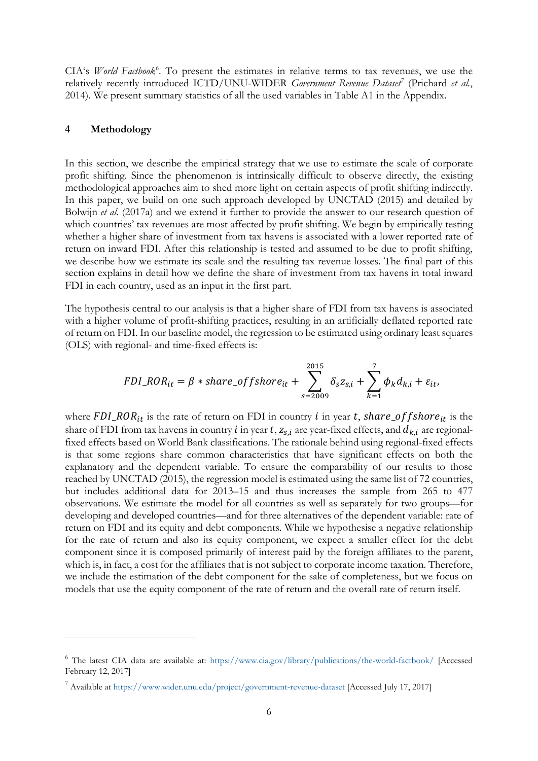CIA's *World Factbook*[6]. To present the estimates in relative terms to tax revenues, we use the relatively recently introduced ICTD/UNU-WIDER *Government Revenue Dataset*[7] (Prichard *et al.*, 2014). We present summary statistics of all the used variables in Table A1 in the Appendix.

## 4 Methodology

In this section, we describe the empirical strategy that we use to estimate the scale of corporate profit shifting. Since the phenomenon is intrinsically difficult to observe directly, the existing methodological approaches aim to shed more light on certain aspects of profit shifting indirectly. In this paper, we build on one such approach developed by UNCTAD (2015) and detailed by Bolwijn *et al.* (2017a) and we extend it further to provide the answer to our research question of which countries' tax revenues are most affected by profit shifting. We begin by empirically testing whether a higher share of investment from tax havens is associated with a lower reported rate of return on inward FDI. After this relationship is tested and assumed to be due to profit shifting, we describe how we estimate its scale and the resulting tax revenue losses. The final part of this section explains in detail how we define the share of investment from tax havens in total inward FDI in each country, used as an input in the first part.

The hypothesis central to our analysis is that a higher share of FDI from tax havens is associated with a higher volume of profit-shifting practices, resulting in an artificially deflated reported rate of return on FDI. In our baseline model, the regression to be estimated using ordinary least squares (OLS) with regional- and time-fixed effects is:

$$FDI\_ROR_{it} = \beta * share\_offshore_{it} + \sum_{s=2009}^{2015} \delta_s z_{s,i} + \sum_{k=1}^{7} \phi_k d_{k,i} + \varepsilon_{it},$$

where $FDI\_ROR_{it}$ is the rate of return on FDI in country $i$ in year $t$, $share\_offshore_{it}$ is the share of FDI from tax havens in country $i$ in year $t$, $z_{s,i}$ are year-fixed effects, and $d_{k,i}$ are regional-fixed effects based on World Bank classifications. The rationale behind using regional-fixed effects is that some regions share common characteristics that have significant effects on both the explanatory and the dependent variable. To ensure the comparability of our results to those reached by UNCTAD (2015), the regression model is estimated using the same list of 72 countries, but includes additional data for 2013–15 and thus increases the sample from 265 to 477 observations. We estimate the model for all countries as well as separately for two groups—for developing and developed countries—and for three alternatives of the dependent variable: rate of return on FDI and its equity and debt components. While we hypothesise a negative relationship for the rate of return and also its equity component, we expect a smaller effect for the debt component since it is composed primarily of interest paid by the foreign affiliates to the parent, which is, in fact, a cost for the affiliates that is not subject to corporate income taxation. Therefore, we include the estimation of the debt component for the sake of completeness, but we focus on models that use the equity component of the rate of return and the overall rate of return itself.

---

[6] The latest CIA data are available at: https://www.cia.gov/library/publications/the-world-factbook/ [Accessed February 12, 2017]

[7] Available at https://www.wider.unu.edu/project/government-revenue-dataset [Accessed July 17, 2017]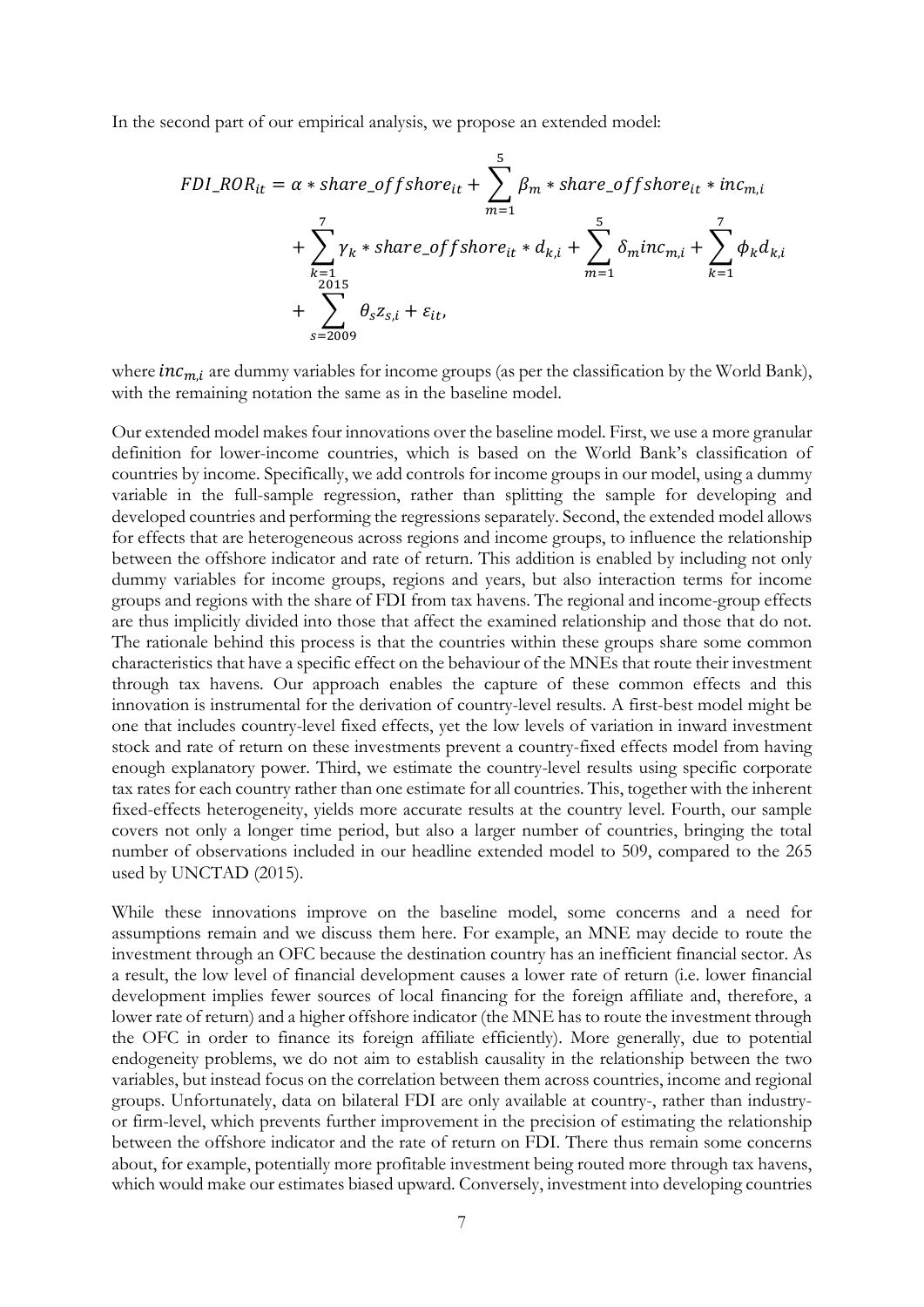In the second part of our empirical analysis, we propose an extended model:

$$FDI\_ROR_{it} = \alpha * share\_offshore_{it} + \sum_{m=1}^{5} \beta_m * share\_offshore_{it} * inc_{m,i} + \sum_{k=1}^{7} \gamma_k * share\_offshore_{it} * d_{k,i} + \sum_{m=1}^{5} \delta_m inc_{m,i} + \sum_{k=1}^{7} \phi_k d_{k,i} + \sum_{s=2009}^{2015} \theta_s z_{s,i} + \varepsilon_{it},$$

where $inc_{m,i}$ are dummy variables for income groups (as per the classification by the World Bank), with the remaining notation the same as in the baseline model.

Our extended model makes four innovations over the baseline model. First, we use a more granular definition for lower-income countries, which is based on the World Bank's classification of countries by income. Specifically, we add controls for income groups in our model, using a dummy variable in the full-sample regression, rather than splitting the sample for developing and developed countries and performing the regressions separately. Second, the extended model allows for effects that are heterogeneous across regions and income groups, to influence the relationship between the offshore indicator and rate of return. This addition is enabled by including not only dummy variables for income groups, regions and years, but also interaction terms for income groups and regions with the share of FDI from tax havens. The regional and income-group effects are thus implicitly divided into those that affect the examined relationship and those that do not. The rationale behind this process is that the countries within these groups share some common characteristics that have a specific effect on the behaviour of the MNEs that route their investment through tax havens. Our approach enables the capture of these common effects and this innovation is instrumental for the derivation of country-level results. A first-best model might be one that includes country-level fixed effects, yet the low levels of variation in inward investment stock and rate of return on these investments prevent a country-fixed effects model from having enough explanatory power. Third, we estimate the country-level results using specific corporate tax rates for each country rather than one estimate for all countries. This, together with the inherent fixed-effects heterogeneity, yields more accurate results at the country level. Fourth, our sample covers not only a longer time period, but also a larger number of countries, bringing the total number of observations included in our headline extended model to 509, compared to the 265 used by UNCTAD (2015).

While these innovations improve on the baseline model, some concerns and a need for assumptions remain and we discuss them here. For example, an MNE may decide to route the investment through an OFC because the destination country has an inefficient financial sector. As a result, the low level of financial development causes a lower rate of return (i.e. lower financial development implies fewer sources of local financing for the foreign affiliate and, therefore, a lower rate of return) and a higher offshore indicator (the MNE has to route the investment through the OFC in order to finance its foreign affiliate efficiently). More generally, due to potential endogeneity problems, we do not aim to establish causality in the relationship between the two variables, but instead focus on the correlation between them across countries, income and regional groups. Unfortunately, data on bilateral FDI are only available at country-, rather than industry- or firm-level, which prevents further improvement in the precision of estimating the relationship between the offshore indicator and the rate of return on FDI. There thus remain some concerns about, for example, potentially more profitable investment being routed more through tax havens, which would make our estimates biased upward. Conversely, investment into developing countries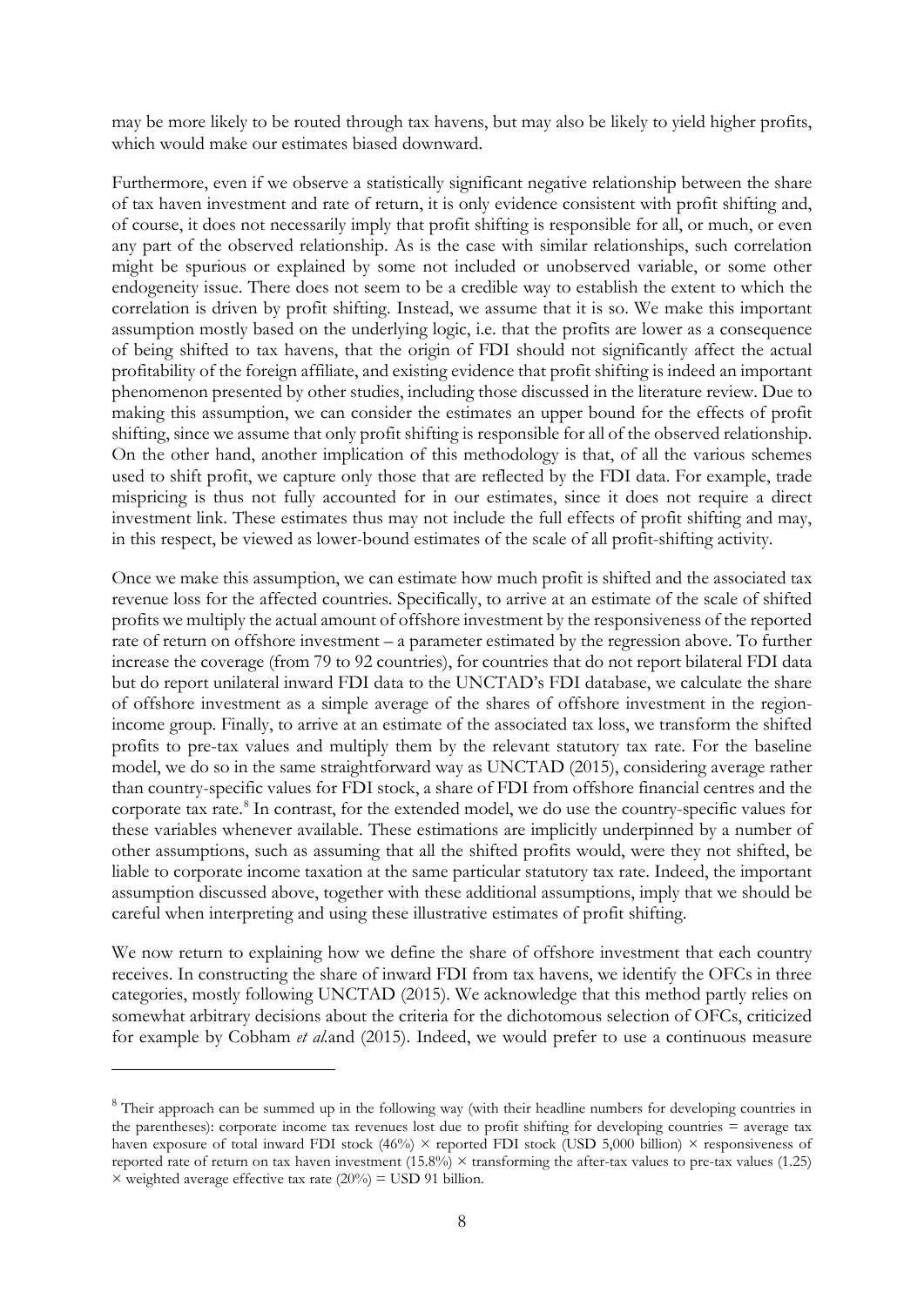may be more likely to be routed through tax havens, but may also be likely to yield higher profits, which would make our estimates biased downward.

Furthermore, even if we observe a statistically significant negative relationship between the share of tax haven investment and rate of return, it is only evidence consistent with profit shifting and, of course, it does not necessarily imply that profit shifting is responsible for all, or much, or even any part of the observed relationship. As is the case with similar relationships, such correlation might be spurious or explained by some not included or unobserved variable, or some other endogeneity issue. There does not seem to be a credible way to establish the extent to which the correlation is driven by profit shifting. Instead, we assume that it is so. We make this important assumption mostly based on the underlying logic, i.e. that the profits are lower as a consequence of being shifted to tax havens, that the origin of FDI should not significantly affect the actual profitability of the foreign affiliate, and existing evidence that profit shifting is indeed an important phenomenon presented by other studies, including those discussed in the literature review. Due to making this assumption, we can consider the estimates an upper bound for the effects of profit shifting, since we assume that only profit shifting is responsible for all of the observed relationship. On the other hand, another implication of this methodology is that, of all the various schemes used to shift profit, we capture only those that are reflected by the FDI data. For example, trade mispricing is thus not fully accounted for in our estimates, since it does not require a direct investment link. These estimates thus may not include the full effects of profit shifting and may, in this respect, be viewed as lower-bound estimates of the scale of all profit-shifting activity.

Once we make this assumption, we can estimate how much profit is shifted and the associated tax revenue loss for the affected countries. Specifically, to arrive at an estimate of the scale of shifted profits we multiply the actual amount of offshore investment by the responsiveness of the reported rate of return on offshore investment – a parameter estimated by the regression above. To further increase the coverage (from 79 to 92 countries), for countries that do not report bilateral FDI data but do report unilateral inward FDI data to the UNCTAD's FDI database, we calculate the share of offshore investment as a simple average of the shares of offshore investment in the region-income group. Finally, to arrive at an estimate of the associated tax loss, we transform the shifted profits to pre-tax values and multiply them by the relevant statutory tax rate. For the baseline model, we do so in the same straightforward way as UNCTAD (2015), considering average rather than country-specific values for FDI stock, a share of FDI from offshore financial centres and the corporate tax rate.[8] In contrast, for the extended model, we do use the country-specific values for these variables whenever available. These estimations are implicitly underpinned by a number of other assumptions, such as assuming that all the shifted profits would, were they not shifted, be liable to corporate income taxation at the same particular statutory tax rate. Indeed, the important assumption discussed above, together with these additional assumptions, imply that we should be careful when interpreting and using these illustrative estimates of profit shifting.

We now return to explaining how we define the share of offshore investment that each country receives. In constructing the share of inward FDI from tax havens, we identify the OFCs in three categories, mostly following UNCTAD (2015). We acknowledge that this method partly relies on somewhat arbitrary decisions about the criteria for the dichotomous selection of OFCs, criticized for example by Cobham *et al.*and (2015). Indeed, we would prefer to use a continuous measure

---

[8] Their approach can be summed up in the following way (with their headline numbers for developing countries in the parentheses): corporate income tax revenues lost due to profit shifting for developing countries = average tax haven exposure of total inward FDI stock (46%) × reported FDI stock (USD 5,000 billion) × responsiveness of reported rate of return on tax haven investment (15.8%) × transforming the after-tax values to pre-tax values (1.25) × weighted average effective tax rate (20%) = USD 91 billion.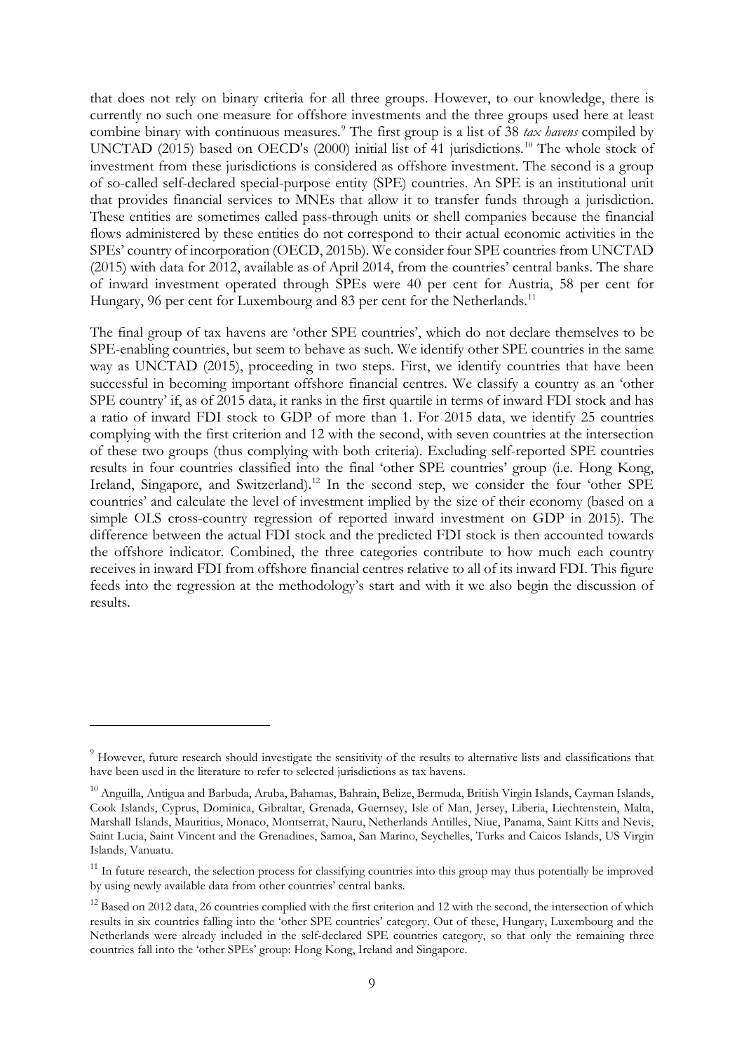that does not rely on binary criteria for all three groups. However, to our knowledge, there is currently no such one measure for offshore investments and the three groups used here at least combine binary with continuous measures.[9] The first group is a list of 38 *tax havens* compiled by UNCTAD (2015) based on OECD's (2000) initial list of 41 jurisdictions.[10] The whole stock of investment from these jurisdictions is considered as offshore investment. The second is a group of so-called self-declared special-purpose entity (SPE) countries. An SPE is an institutional unit that provides financial services to MNEs that allow it to transfer funds through a jurisdiction. These entities are sometimes called pass-through units or shell companies because the financial flows administered by these entities do not correspond to their actual economic activities in the SPEs' country of incorporation (OECD, 2015b). We consider four SPE countries from UNCTAD (2015) with data for 2012, available as of April 2014, from the countries' central banks. The share of inward investment operated through SPEs were 40 per cent for Austria, 58 per cent for Hungary, 96 per cent for Luxembourg and 83 per cent for the Netherlands.[11]

The final group of tax havens are 'other SPE countries', which do not declare themselves to be SPE-enabling countries, but seem to behave as such. We identify other SPE countries in the same way as UNCTAD (2015), proceeding in two steps. First, we identify countries that have been successful in becoming important offshore financial centres. We classify a country as an 'other SPE country' if, as of 2015 data, it ranks in the first quartile in terms of inward FDI stock and has a ratio of inward FDI stock to GDP of more than 1. For 2015 data, we identify 25 countries complying with the first criterion and 12 with the second, with seven countries at the intersection of these two groups (thus complying with both criteria). Excluding self-reported SPE countries results in four countries classified into the final 'other SPE countries' group (i.e. Hong Kong, Ireland, Singapore, and Switzerland).[12] In the second step, we consider the four 'other SPE countries' and calculate the level of investment implied by the size of their economy (based on a simple OLS cross-country regression of reported inward investment on GDP in 2015). The difference between the actual FDI stock and the predicted FDI stock is then accounted towards the offshore indicator. Combined, the three categories contribute to how much each country receives in inward FDI from offshore financial centres relative to all of its inward FDI. This figure feeds into the regression at the methodology's start and with it we also begin the discussion of results.

---

[9] However, future research should investigate the sensitivity of the results to alternative lists and classifications that have been used in the literature to refer to selected jurisdictions as tax havens.

[10] Anguilla, Antigua and Barbuda, Aruba, Bahamas, Bahrain, Belize, Bermuda, British Virgin Islands, Cayman Islands, Cook Islands, Cyprus, Dominica, Gibraltar, Grenada, Guernsey, Isle of Man, Jersey, Liberia, Liechtenstein, Malta, Marshall Islands, Mauritius, Monaco, Montserrat, Nauru, Netherlands Antilles, Niue, Panama, Saint Kitts and Nevis, Saint Lucia, Saint Vincent and the Grenadines, Samoa, San Marino, Seychelles, Turks and Caicos Islands, US Virgin Islands, Vanuatu.

[11] In future research, the selection process for classifying countries into this group may thus potentially be improved by using newly available data from other countries' central banks.

[12] Based on 2012 data, 26 countries complied with the first criterion and 12 with the second, the intersection of which results in six countries falling into the 'other SPE countries' category. Out of these, Hungary, Luxembourg and the Netherlands were already included in the self-declared SPE countries category, so that only the remaining three countries fall into the 'other SPEs' group: Hong Kong, Ireland and Singapore.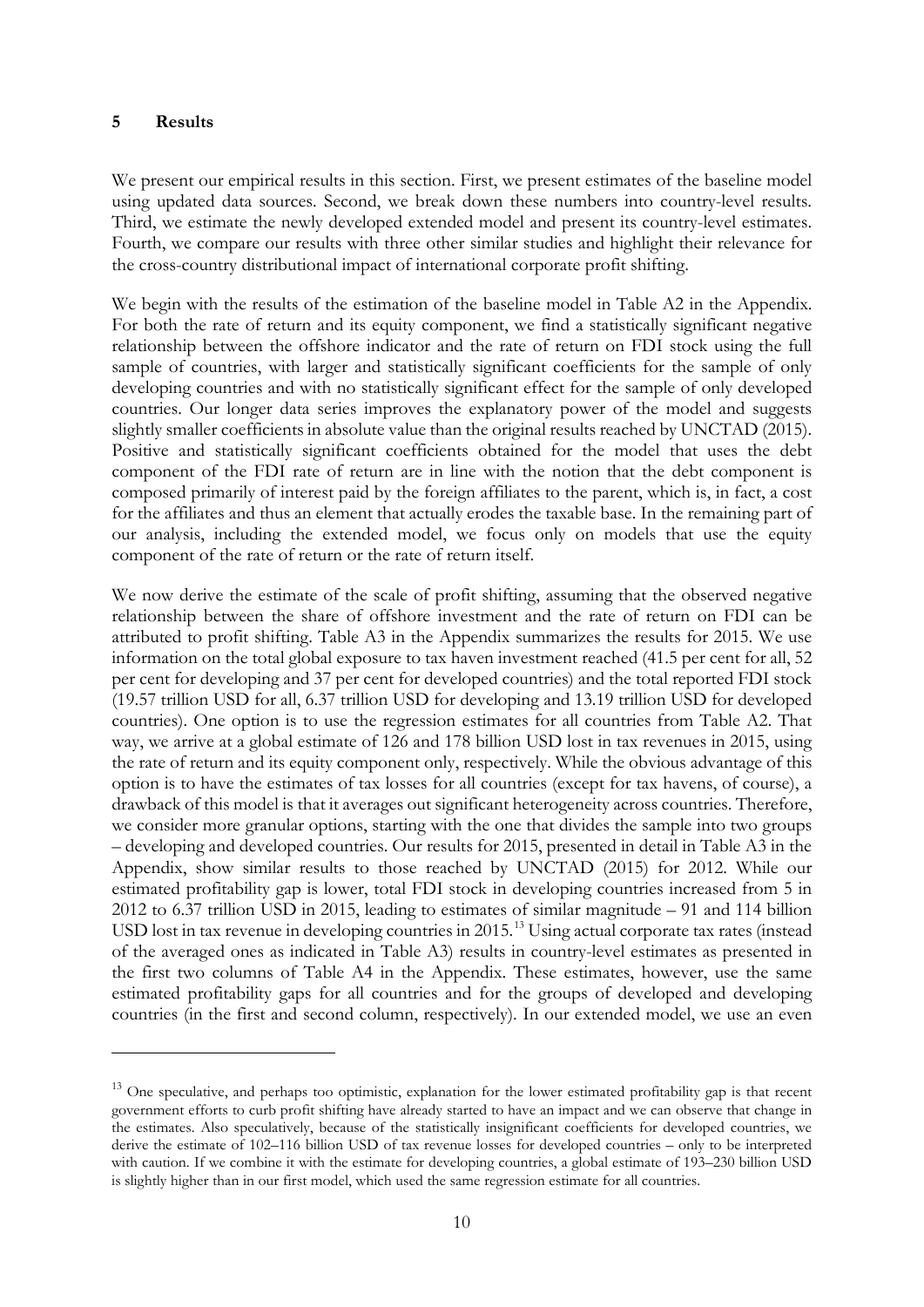## 5 Results

We present our empirical results in this section. First, we present estimates of the baseline model using updated data sources. Second, we break down these numbers into country-level results. Third, we estimate the newly developed extended model and present its country-level estimates. Fourth, we compare our results with three other similar studies and highlight their relevance for the cross-country distributional impact of international corporate profit shifting.

We begin with the results of the estimation of the baseline model in Table A2 in the Appendix. For both the rate of return and its equity component, we find a statistically significant negative relationship between the offshore indicator and the rate of return on FDI stock using the full sample of countries, with larger and statistically significant coefficients for the sample of only developing countries and with no statistically significant effect for the sample of only developed countries. Our longer data series improves the explanatory power of the model and suggests slightly smaller coefficients in absolute value than the original results reached by UNCTAD (2015). Positive and statistically significant coefficients obtained for the model that uses the debt component of the FDI rate of return are in line with the notion that the debt component is composed primarily of interest paid by the foreign affiliates to the parent, which is, in fact, a cost for the affiliates and thus an element that actually erodes the taxable base. In the remaining part of our analysis, including the extended model, we focus only on models that use the equity component of the rate of return or the rate of return itself.

We now derive the estimate of the scale of profit shifting, assuming that the observed negative relationship between the share of offshore investment and the rate of return on FDI can be attributed to profit shifting. Table A3 in the Appendix summarizes the results for 2015. We use information on the total global exposure to tax haven investment reached (41.5 per cent for all, 52 per cent for developing and 37 per cent for developed countries) and the total reported FDI stock (19.57 trillion USD for all, 6.37 trillion USD for developing and 13.19 trillion USD for developed countries). One option is to use the regression estimates for all countries from Table A2. That way, we arrive at a global estimate of 126 and 178 billion USD lost in tax revenues in 2015, using the rate of return and its equity component only, respectively. While the obvious advantage of this option is to have the estimates of tax losses for all countries (except for tax havens, of course), a drawback of this model is that it averages out significant heterogeneity across countries. Therefore, we consider more granular options, starting with the one that divides the sample into two groups – developing and developed countries. Our results for 2015, presented in detail in Table A3 in the Appendix, show similar results to those reached by UNCTAD (2015) for 2012. While our estimated profitability gap is lower, total FDI stock in developing countries increased from 5 in 2012 to 6.37 trillion USD in 2015, leading to estimates of similar magnitude – 91 and 114 billion USD lost in tax revenue in developing countries in 2015.[13] Using actual corporate tax rates (instead of the averaged ones as indicated in Table A3) results in country-level estimates as presented in the first two columns of Table A4 in the Appendix. These estimates, however, use the same estimated profitability gaps for all countries and for the groups of developed and developing countries (in the first and second column, respectively). In our extended model, we use an even

[13] One speculative, and perhaps too optimistic, explanation for the lower estimated profitability gap is that recent government efforts to curb profit shifting have already started to have an impact and we can observe that change in the estimates. Also speculatively, because of the statistically insignificant coefficients for developed countries, we derive the estimate of 102–116 billion USD of tax revenue losses for developed countries – only to be interpreted with caution. If we combine it with the estimate for developing countries, a global estimate of 193–230 billion USD is slightly higher than in our first model, which used the same regression estimate for all countries.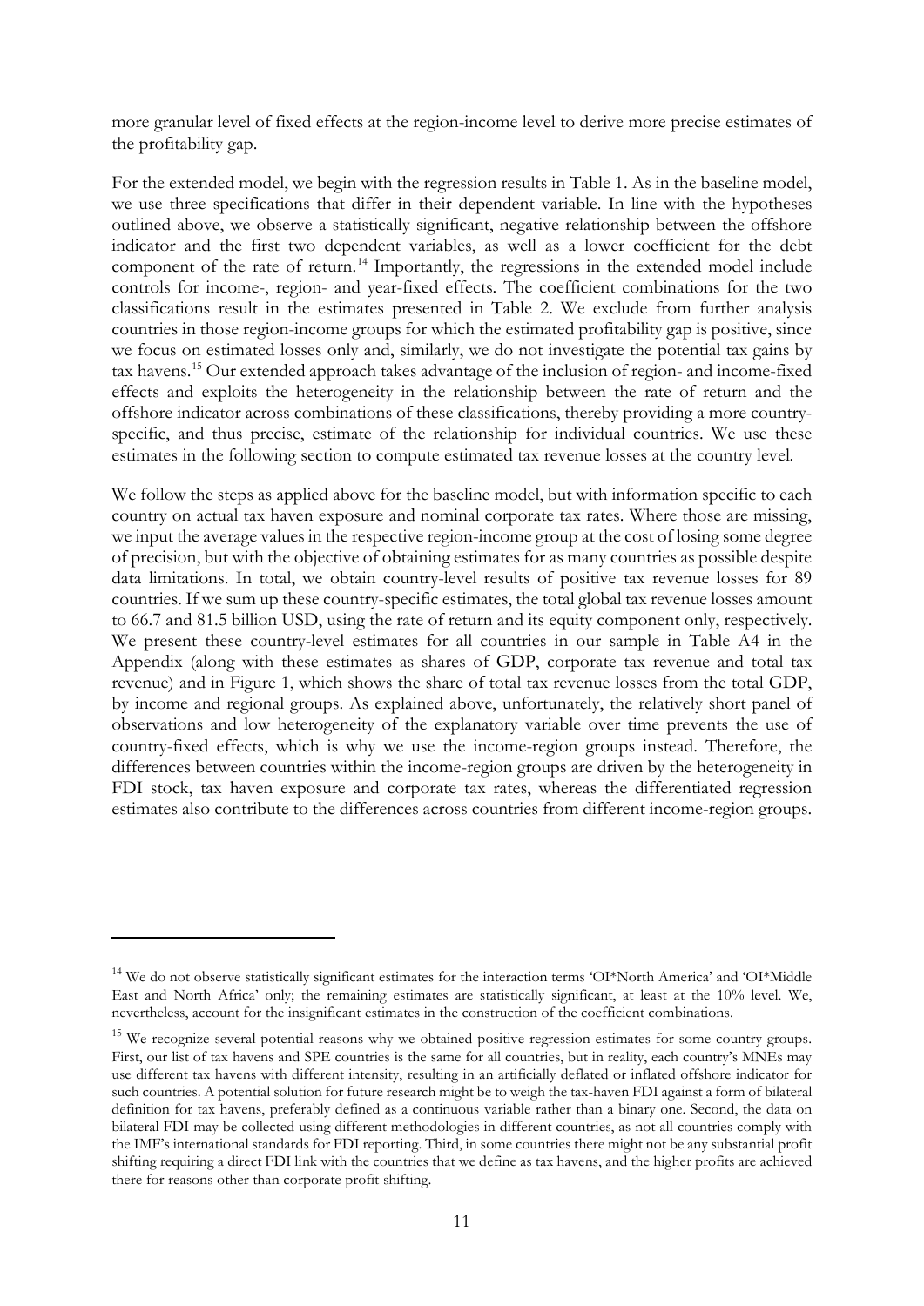more granular level of fixed effects at the region-income level to derive more precise estimates of the profitability gap.

For the extended model, we begin with the regression results in Table 1. As in the baseline model, we use three specifications that differ in their dependent variable. In line with the hypotheses outlined above, we observe a statistically significant, negative relationship between the offshore indicator and the first two dependent variables, as well as a lower coefficient for the debt component of the rate of return.[14] Importantly, the regressions in the extended model include controls for income-, region- and year-fixed effects. The coefficient combinations for the two classifications result in the estimates presented in Table 2. We exclude from further analysis countries in those region-income groups for which the estimated profitability gap is positive, since we focus on estimated losses only and, similarly, we do not investigate the potential tax gains by tax havens.[15] Our extended approach takes advantage of the inclusion of region- and income-fixed effects and exploits the heterogeneity in the relationship between the rate of return and the offshore indicator across combinations of these classifications, thereby providing a more country-specific, and thus precise, estimate of the relationship for individual countries. We use these estimates in the following section to compute estimated tax revenue losses at the country level.

We follow the steps as applied above for the baseline model, but with information specific to each country on actual tax haven exposure and nominal corporate tax rates. Where those are missing, we input the average values in the respective region-income group at the cost of losing some degree of precision, but with the objective of obtaining estimates for as many countries as possible despite data limitations. In total, we obtain country-level results of positive tax revenue losses for 89 countries. If we sum up these country-specific estimates, the total global tax revenue losses amount to 66.7 and 81.5 billion USD, using the rate of return and its equity component only, respectively. We present these country-level estimates for all countries in our sample in Table A4 in the Appendix (along with these estimates as shares of GDP, corporate tax revenue and total tax revenue) and in Figure 1, which shows the share of total tax revenue losses from the total GDP, by income and regional groups. As explained above, unfortunately, the relatively short panel of observations and low heterogeneity of the explanatory variable over time prevents the use of country-fixed effects, which is why we use the income-region groups instead. Therefore, the differences between countries within the income-region groups are driven by the heterogeneity in FDI stock, tax haven exposure and corporate tax rates, whereas the differentiated regression estimates also contribute to the differences across countries from different income-region groups.

---

[14] We do not observe statistically significant estimates for the interaction terms 'OI*North America' and 'OI*Middle East and North Africa' only; the remaining estimates are statistically significant, at least at the 10% level. We, nevertheless, account for the insignificant estimates in the construction of the coefficient combinations.

[15] We recognize several potential reasons why we obtained positive regression estimates for some country groups. First, our list of tax havens and SPE countries is the same for all countries, but in reality, each country's MNEs may use different tax havens with different intensity, resulting in an artificially deflated or inflated offshore indicator for such countries. A potential solution for future research might be to weigh the tax-haven FDI against a form of bilateral definition for tax havens, preferably defined as a continuous variable rather than a binary one. Second, the data on bilateral FDI may be collected using different methodologies in different countries, as not all countries comply with the IMF's international standards for FDI reporting. Third, in some countries there might not be any substantial profit shifting requiring a direct FDI link with the countries that we define as tax havens, and the higher profits are achieved there for reasons other than corporate profit shifting.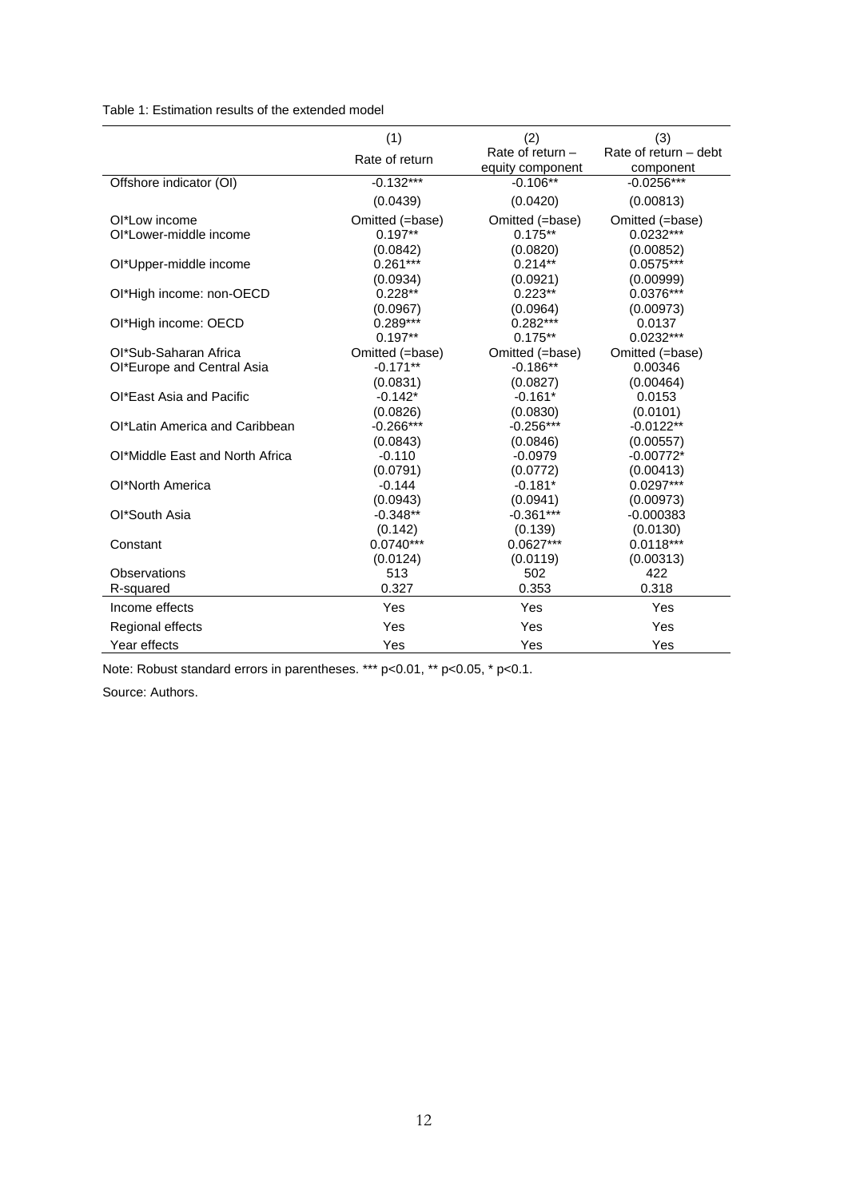Table 1: Estimation results of the extended model

| | (1) | (2) | (3) |
|---|---|---|---|
| | Rate of return | Rate of return – equity component | Rate of return – debt component |
| Offshore indicator (OI) | -0.132*** | -0.106** | -0.0256*** |
| | (0.0439) | (0.0420) | (0.00813) |
| OI*Low income | Omitted (=base) | Omitted (=base) | Omitted (=base) |
| OI*Lower-middle income | 0.197** | 0.175** | 0.0232*** |
| | (0.0842) | (0.0820) | (0.00852) |
| OI*Upper-middle income | 0.261*** | 0.214** | 0.0575*** |
| | (0.0934) | (0.0921) | (0.00999) |
| OI*High income: non-OECD | 0.228** | 0.223** | 0.0376*** |
| | (0.0967) | (0.0964) | (0.00973) |
| OI*High income: OECD | 0.289*** | 0.282*** | 0.0137 |
| | 0.197** | 0.175** | 0.0232*** |
| OI*Sub-Saharan Africa | Omitted (=base) | Omitted (=base) | Omitted (=base) |
| OI*Europe and Central Asia | -0.171** | -0.186** | 0.00346 |
| | (0.0831) | (0.0827) | (0.00464) |
| OI*East Asia and Pacific | -0.142* | -0.161* | 0.0153 |
| | (0.0826) | (0.0830) | (0.0101) |
| OI*Latin America and Caribbean | -0.266*** | -0.256*** | -0.0122** |
| | (0.0843) | (0.0846) | (0.00557) |
| OI*Middle East and North Africa | -0.110 | -0.0979 | -0.00772* |
| | (0.0791) | (0.0772) | (0.00413) |
| OI*North America | -0.144 | -0.181* | 0.0297*** |
| | (0.0943) | (0.0941) | (0.00973) |
| OI*South Asia | -0.348** | -0.361*** | -0.000383 |
| | (0.142) | (0.139) | (0.0130) |
| Constant | 0.0740*** | 0.0627*** | 0.0118*** |
| | (0.0124) | (0.0119) | (0.00313) |
| Observations | 513 | 502 | 422 |
| R-squared | 0.327 | 0.353 | 0.318 |
| Income effects | Yes | Yes | Yes |
| Regional effects | Yes | Yes | Yes |
| Year effects | Yes | Yes | Yes |

Note: Robust standard errors in parentheses. *** p<0.01, ** p<0.05, * p<0.1.

Source: Authors.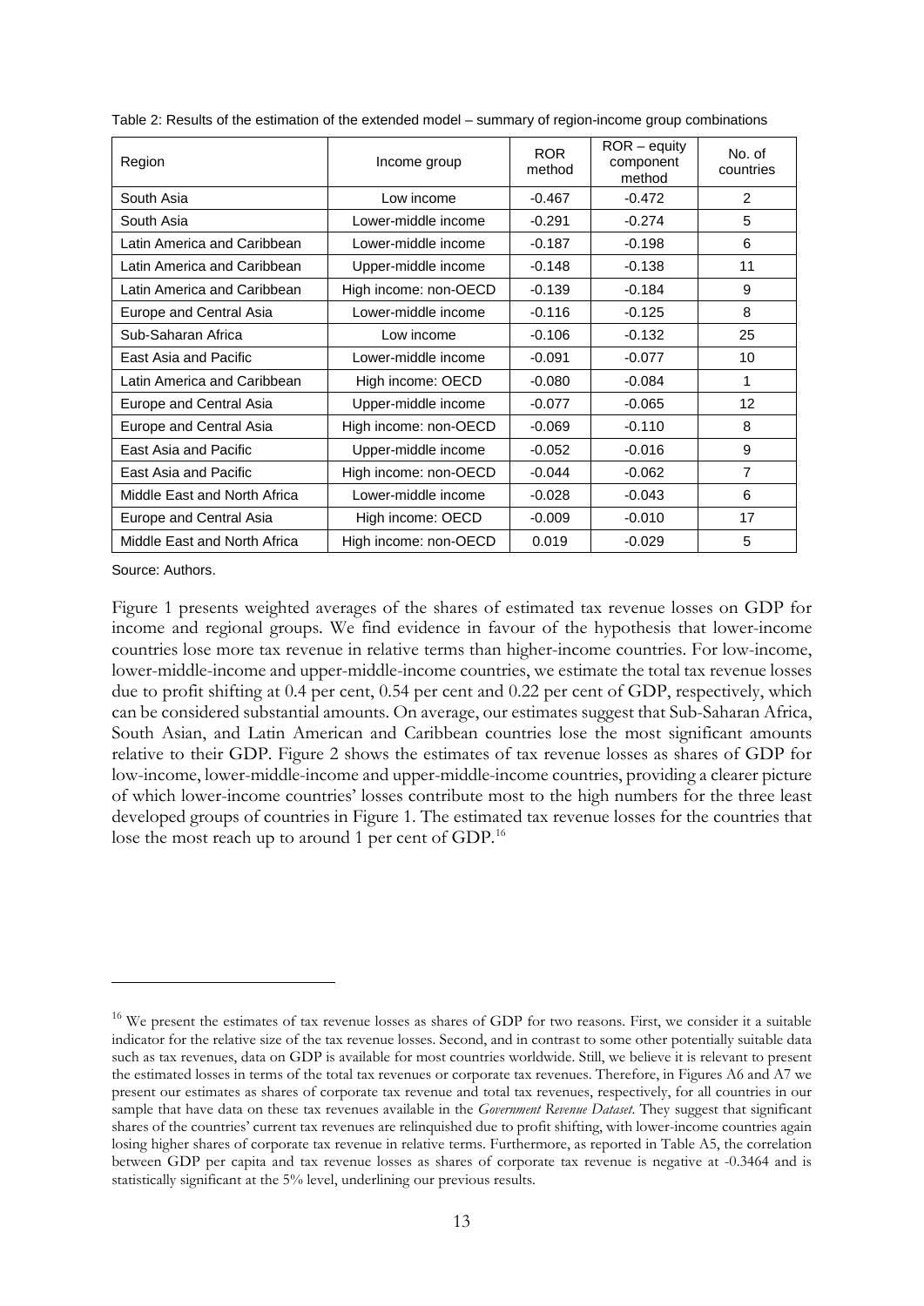Table 2: Results of the estimation of the extended model – summary of region-income group combinations

| Region | Income group | ROR method | ROR – equity component method | No. of countries |
|---|---|---|---|---|
| South Asia | Low income | -0.467 | -0.472 | 2 |
| South Asia | Lower-middle income | -0.291 | -0.274 | 5 |
| Latin America and Caribbean | Lower-middle income | -0.187 | -0.198 | 6 |
| Latin America and Caribbean | Upper-middle income | -0.148 | -0.138 | 11 |
| Latin America and Caribbean | High income: non-OECD | -0.139 | -0.184 | 9 |
| Europe and Central Asia | Lower-middle income | -0.116 | -0.125 | 8 |
| Sub-Saharan Africa | Low income | -0.106 | -0.132 | 25 |
| East Asia and Pacific | Lower-middle income | -0.091 | -0.077 | 10 |
| Latin America and Caribbean | High income: OECD | -0.080 | -0.084 | 1 |
| Europe and Central Asia | Upper-middle income | -0.077 | -0.065 | 12 |
| Europe and Central Asia | High income: non-OECD | -0.069 | -0.110 | 8 |
| East Asia and Pacific | Upper-middle income | -0.052 | -0.016 | 9 |
| East Asia and Pacific | High income: non-OECD | -0.044 | -0.062 | 7 |
| Middle East and North Africa | Lower-middle income | -0.028 | -0.043 | 6 |
| Europe and Central Asia | High income: OECD | -0.009 | -0.010 | 17 |
| Middle East and North Africa | High income: non-OECD | 0.019 | -0.029 | 5 |

Source: Authors.

Figure 1 presents weighted averages of the shares of estimated tax revenue losses on GDP for income and regional groups. We find evidence in favour of the hypothesis that lower-income countries lose more tax revenue in relative terms than higher-income countries. For low-income, lower-middle-income and upper-middle-income countries, we estimate the total tax revenue losses due to profit shifting at 0.4 per cent, 0.54 per cent and 0.22 per cent of GDP, respectively, which can be considered substantial amounts. On average, our estimates suggest that Sub-Saharan Africa, South Asian, and Latin American and Caribbean countries lose the most significant amounts relative to their GDP. Figure 2 shows the estimates of tax revenue losses as shares of GDP for low-income, lower-middle-income and upper-middle-income countries, providing a clearer picture of which lower-income countries' losses contribute most to the high numbers for the three least developed groups of countries in Figure 1. The estimated tax revenue losses for the countries that lose the most reach up to around 1 per cent of GDP.[16]

---

[16] We present the estimates of tax revenue losses as shares of GDP for two reasons. First, we consider it a suitable indicator for the relative size of the tax revenue losses. Second, and in contrast to some other potentially suitable data such as tax revenues, data on GDP is available for most countries worldwide. Still, we believe it is relevant to present the estimated losses in terms of the total tax revenues or corporate tax revenues. Therefore, in Figures A6 and A7 we present our estimates as shares of corporate tax revenue and total tax revenues, respectively, for all countries in our sample that have data on these tax revenues available in the *Government Revenue Dataset*. They suggest that significant shares of the countries' current tax revenues are relinquished due to profit shifting, with lower-income countries again losing higher shares of corporate tax revenue in relative terms. Furthermore, as reported in Table A5, the correlation between GDP per capita and tax revenue losses as shares of corporate tax revenue is negative at -0.3464 and is statistically significant at the 5% level, underlining our previous results.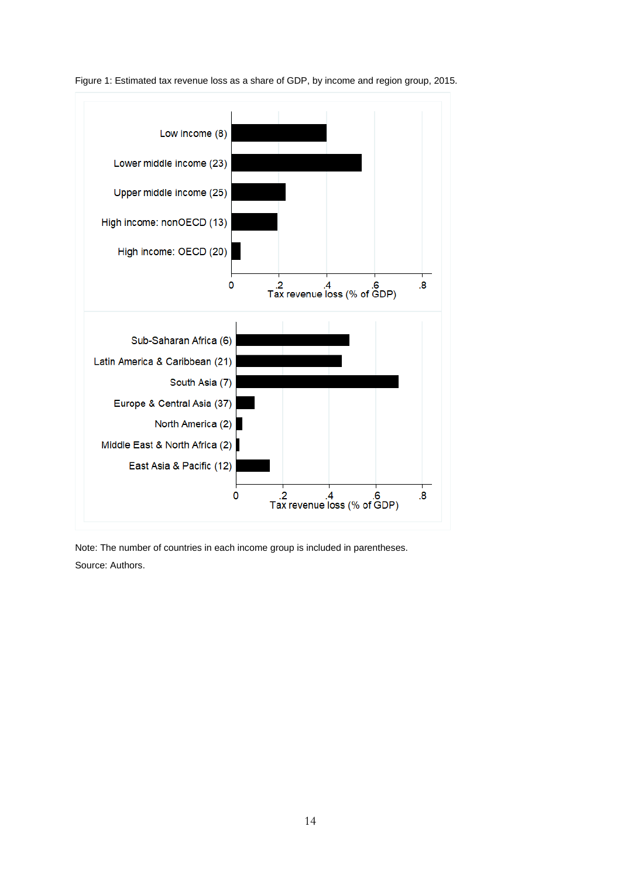Figure 1: Estimated tax revenue loss as a share of GDP, by income and region group, 2015.

Note: The number of countries in each income group is included in parentheses.

Source: Authors.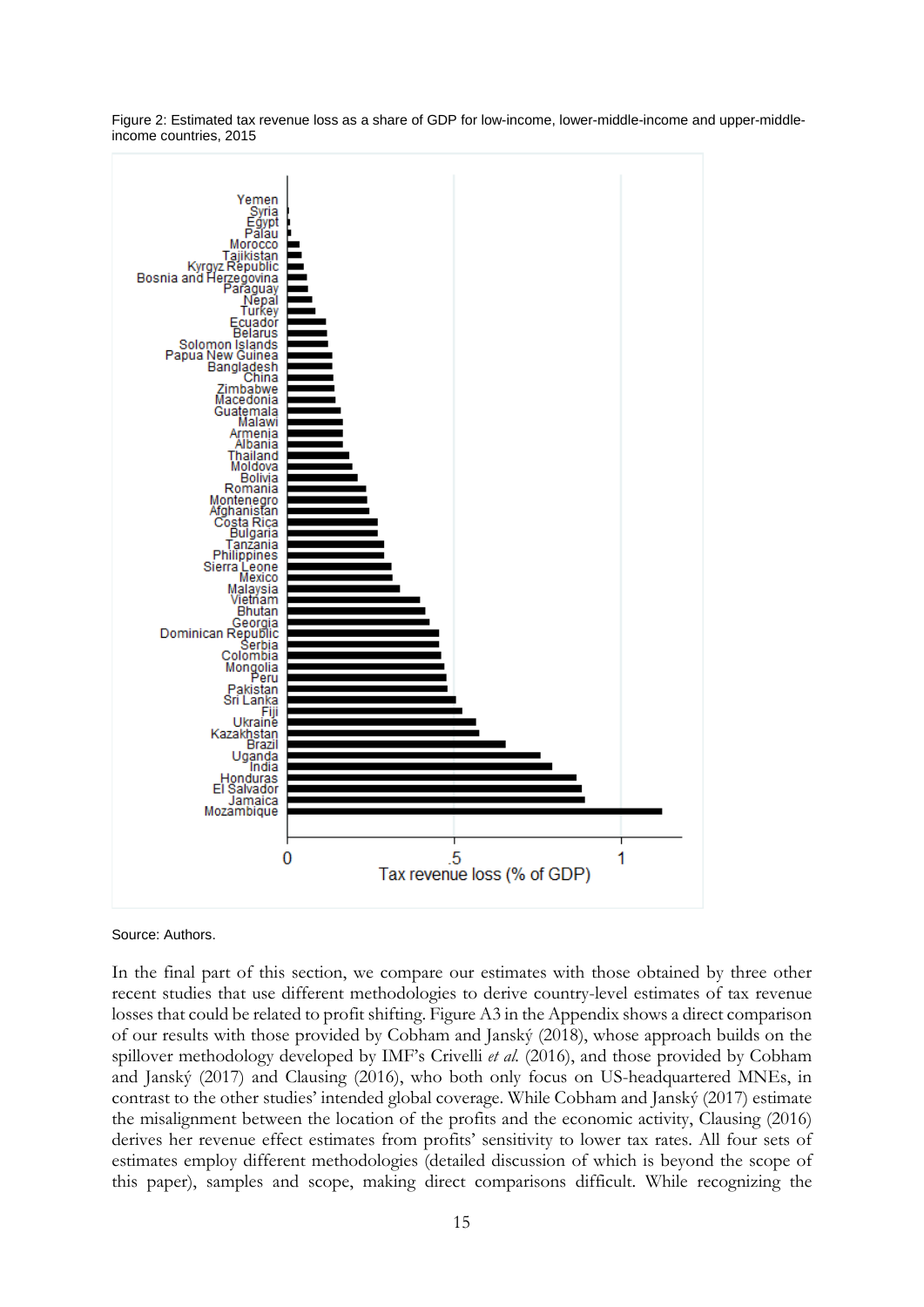Figure 2: Estimated tax revenue loss as a share of GDP for low-income, lower-middle-income and upper-middle-income countries, 2015

Source: Authors.

In the final part of this section, we compare our estimates with those obtained by three other recent studies that use different methodologies to derive country-level estimates of tax revenue losses that could be related to profit shifting. Figure A3 in the Appendix shows a direct comparison of our results with those provided by Cobham and Janský (2018), whose approach builds on the spillover methodology developed by IMF's Crivelli *et al.* (2016), and those provided by Cobham and Janský (2017) and Clausing (2016), who both only focus on US-headquartered MNEs, in contrast to the other studies' intended global coverage. While Cobham and Janský (2017) estimate the misalignment between the location of the profits and the economic activity, Clausing (2016) derives her revenue effect estimates from profits' sensitivity to lower tax rates. All four sets of estimates employ different methodologies (detailed discussion of which is beyond the scope of this paper), samples and scope, making direct comparisons difficult. While recognizing the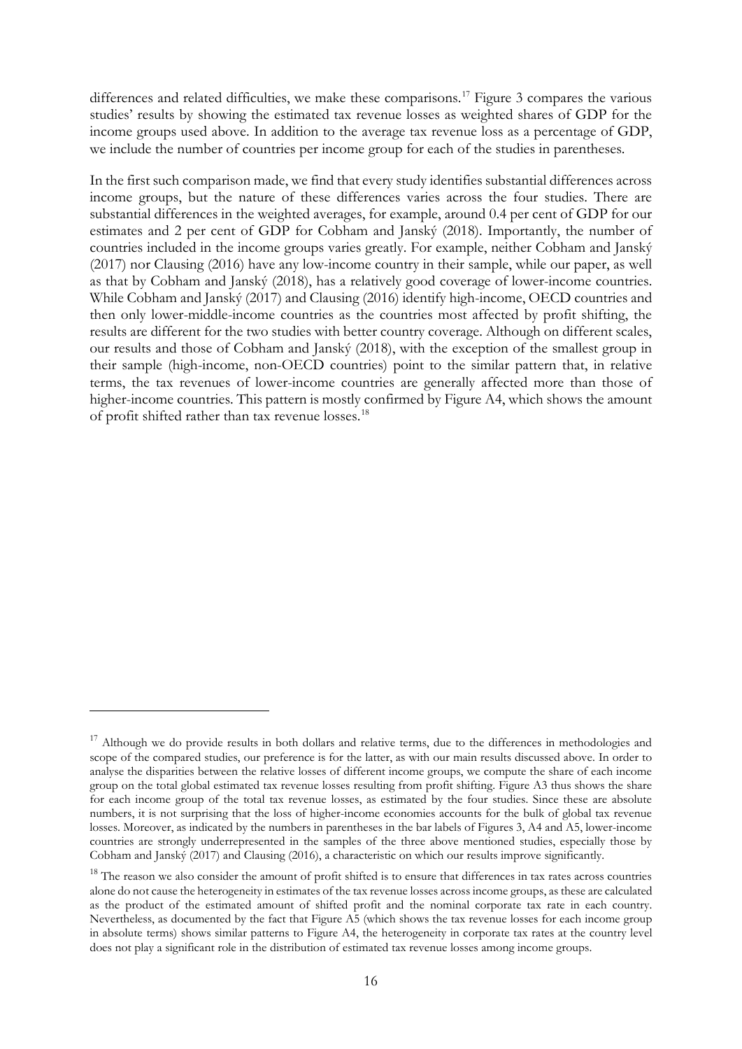differences and related difficulties, we make these comparisons.[17] Figure 3 compares the various studies' results by showing the estimated tax revenue losses as weighted shares of GDP for the income groups used above. In addition to the average tax revenue loss as a percentage of GDP, we include the number of countries per income group for each of the studies in parentheses.

In the first such comparison made, we find that every study identifies substantial differences across income groups, but the nature of these differences varies across the four studies. There are substantial differences in the weighted averages, for example, around 0.4 per cent of GDP for our estimates and 2 per cent of GDP for Cobham and Janský (2018). Importantly, the number of countries included in the income groups varies greatly. For example, neither Cobham and Janský (2017) nor Clausing (2016) have any low-income country in their sample, while our paper, as well as that by Cobham and Janský (2018), has a relatively good coverage of lower-income countries. While Cobham and Janský (2017) and Clausing (2016) identify high-income, OECD countries and then only lower-middle-income countries as the countries most affected by profit shifting, the results are different for the two studies with better country coverage. Although on different scales, our results and those of Cobham and Janský (2018), with the exception of the smallest group in their sample (high-income, non-OECD countries) point to the similar pattern that, in relative terms, the tax revenues of lower-income countries are generally affected more than those of higher-income countries. This pattern is mostly confirmed by Figure A4, which shows the amount of profit shifted rather than tax revenue losses.[18]

---

[17] Although we do provide results in both dollars and relative terms, due to the differences in methodologies and scope of the compared studies, our preference is for the latter, as with our main results discussed above. In order to analyse the disparities between the relative losses of different income groups, we compute the share of each income group on the total global estimated tax revenue losses resulting from profit shifting. Figure A3 thus shows the share for each income group of the total tax revenue losses, as estimated by the four studies. Since these are absolute numbers, it is not surprising that the loss of higher-income economies accounts for the bulk of global tax revenue losses. Moreover, as indicated by the numbers in parentheses in the bar labels of Figures 3, A4 and A5, lower-income countries are strongly underrepresented in the samples of the three above mentioned studies, especially those by Cobham and Janský (2017) and Clausing (2016), a characteristic on which our results improve significantly.

[18] The reason we also consider the amount of profit shifted is to ensure that differences in tax rates across countries alone do not cause the heterogeneity in estimates of the tax revenue losses across income groups, as these are calculated as the product of the estimated amount of shifted profit and the nominal corporate tax rate in each country. Nevertheless, as documented by the fact that Figure A5 (which shows the tax revenue losses for each income group in absolute terms) shows similar patterns to Figure A4, the heterogeneity in corporate tax rates at the country level does not play a significant role in the distribution of estimated tax revenue losses among income groups.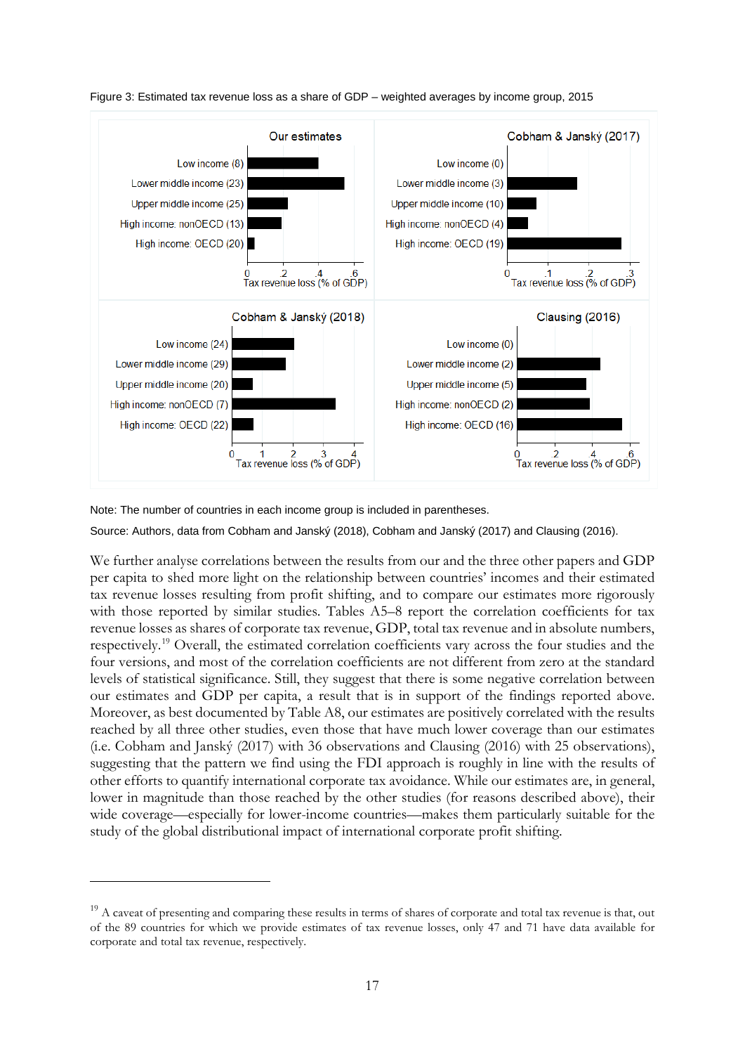Figure 3: Estimated tax revenue loss as a share of GDP – weighted averages by income group, 2015

Note: The number of countries in each income group is included in parentheses.

Source: Authors, data from Cobham and Janský (2018), Cobham and Janský (2017) and Clausing (2016).

We further analyse correlations between the results from our and the three other papers and GDP per capita to shed more light on the relationship between countries' incomes and their estimated tax revenue losses resulting from profit shifting, and to compare our estimates more rigorously with those reported by similar studies. Tables A5–8 report the correlation coefficients for tax revenue losses as shares of corporate tax revenue, GDP, total tax revenue and in absolute numbers, respectively.[19] Overall, the estimated correlation coefficients vary across the four studies and the four versions, and most of the correlation coefficients are not different from zero at the standard levels of statistical significance. Still, they suggest that there is some negative correlation between our estimates and GDP per capita, a result that is in support of the findings reported above. Moreover, as best documented by Table A8, our estimates are positively correlated with the results reached by all three other studies, even those that have much lower coverage than our estimates (i.e. Cobham and Janský (2017) with 36 observations and Clausing (2016) with 25 observations), suggesting that the pattern we find using the FDI approach is roughly in line with the results of other efforts to quantify international corporate tax avoidance. While our estimates are, in general, lower in magnitude than those reached by the other studies (for reasons described above), their wide coverage—especially for lower-income countries—makes them particularly suitable for the study of the global distributional impact of international corporate profit shifting.

---

[19] A caveat of presenting and comparing these results in terms of shares of corporate and total tax revenue is that, out of the 89 countries for which we provide estimates of tax revenue losses, only 47 and 71 have data available for corporate and total tax revenue, respectively.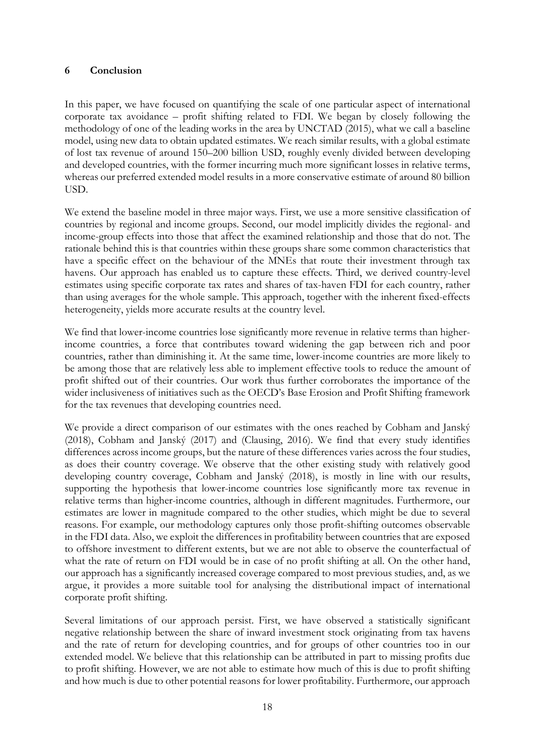## 6 Conclusion

In this paper, we have focused on quantifying the scale of one particular aspect of international corporate tax avoidance – profit shifting related to FDI. We began by closely following the methodology of one of the leading works in the area by UNCTAD (2015), what we call a baseline model, using new data to obtain updated estimates. We reach similar results, with a global estimate of lost tax revenue of around 150–200 billion USD, roughly evenly divided between developing and developed countries, with the former incurring much more significant losses in relative terms, whereas our preferred extended model results in a more conservative estimate of around 80 billion USD.

We extend the baseline model in three major ways. First, we use a more sensitive classification of countries by regional and income groups. Second, our model implicitly divides the regional- and income-group effects into those that affect the examined relationship and those that do not. The rationale behind this is that countries within these groups share some common characteristics that have a specific effect on the behaviour of the MNEs that route their investment through tax havens. Our approach has enabled us to capture these effects. Third, we derived country-level estimates using specific corporate tax rates and shares of tax-haven FDI for each country, rather than using averages for the whole sample. This approach, together with the inherent fixed-effects heterogeneity, yields more accurate results at the country level.

We find that lower-income countries lose significantly more revenue in relative terms than higher-income countries, a force that contributes toward widening the gap between rich and poor countries, rather than diminishing it. At the same time, lower-income countries are more likely to be among those that are relatively less able to implement effective tools to reduce the amount of profit shifted out of their countries. Our work thus further corroborates the importance of the wider inclusiveness of initiatives such as the OECD's Base Erosion and Profit Shifting framework for the tax revenues that developing countries need.

We provide a direct comparison of our estimates with the ones reached by Cobham and Janský (2018), Cobham and Janský (2017) and (Clausing, 2016). We find that every study identifies differences across income groups, but the nature of these differences varies across the four studies, as does their country coverage. We observe that the other existing study with relatively good developing country coverage, Cobham and Janský (2018), is mostly in line with our results, supporting the hypothesis that lower-income countries lose significantly more tax revenue in relative terms than higher-income countries, although in different magnitudes. Furthermore, our estimates are lower in magnitude compared to the other studies, which might be due to several reasons. For example, our methodology captures only those profit-shifting outcomes observable in the FDI data. Also, we exploit the differences in profitability between countries that are exposed to offshore investment to different extents, but we are not able to observe the counterfactual of what the rate of return on FDI would be in case of no profit shifting at all. On the other hand, our approach has a significantly increased coverage compared to most previous studies, and, as we argue, it provides a more suitable tool for analysing the distributional impact of international corporate profit shifting.

Several limitations of our approach persist. First, we have observed a statistically significant negative relationship between the share of inward investment stock originating from tax havens and the rate of return for developing countries, and for groups of other countries too in our extended model. We believe that this relationship can be attributed in part to missing profits due to profit shifting. However, we are not able to estimate how much of this is due to profit shifting and how much is due to other potential reasons for lower profitability. Furthermore, our approach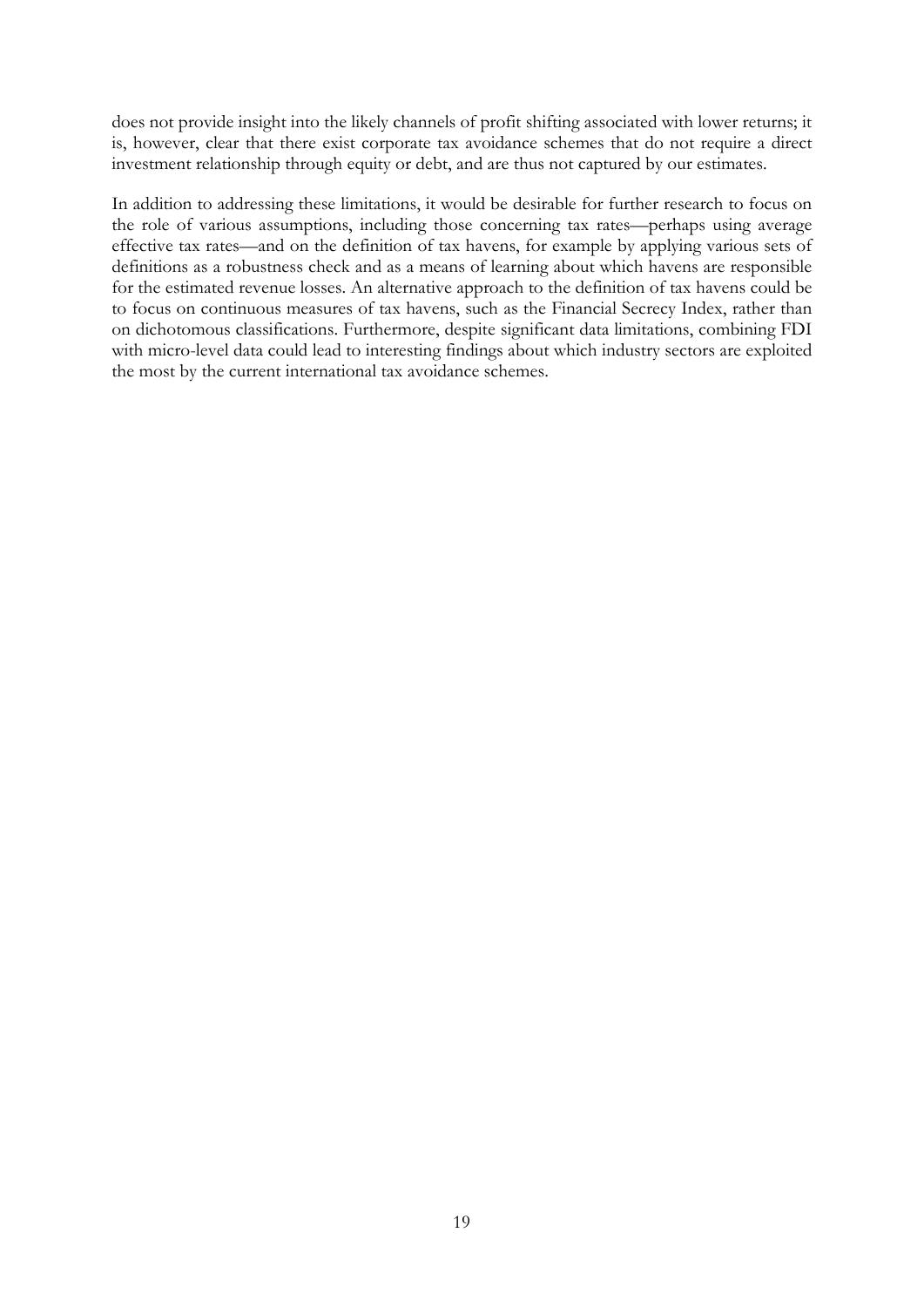does not provide insight into the likely channels of profit shifting associated with lower returns; it is, however, clear that there exist corporate tax avoidance schemes that do not require a direct investment relationship through equity or debt, and are thus not captured by our estimates.

In addition to addressing these limitations, it would be desirable for further research to focus on the role of various assumptions, including those concerning tax rates—perhaps using average effective tax rates—and on the definition of tax havens, for example by applying various sets of definitions as a robustness check and as a means of learning about which havens are responsible for the estimated revenue losses. An alternative approach to the definition of tax havens could be to focus on continuous measures of tax havens, such as the Financial Secrecy Index, rather than on dichotomous classifications. Furthermore, despite significant data limitations, combining FDI with micro-level data could lead to interesting findings about which industry sectors are exploited the most by the current international tax avoidance schemes.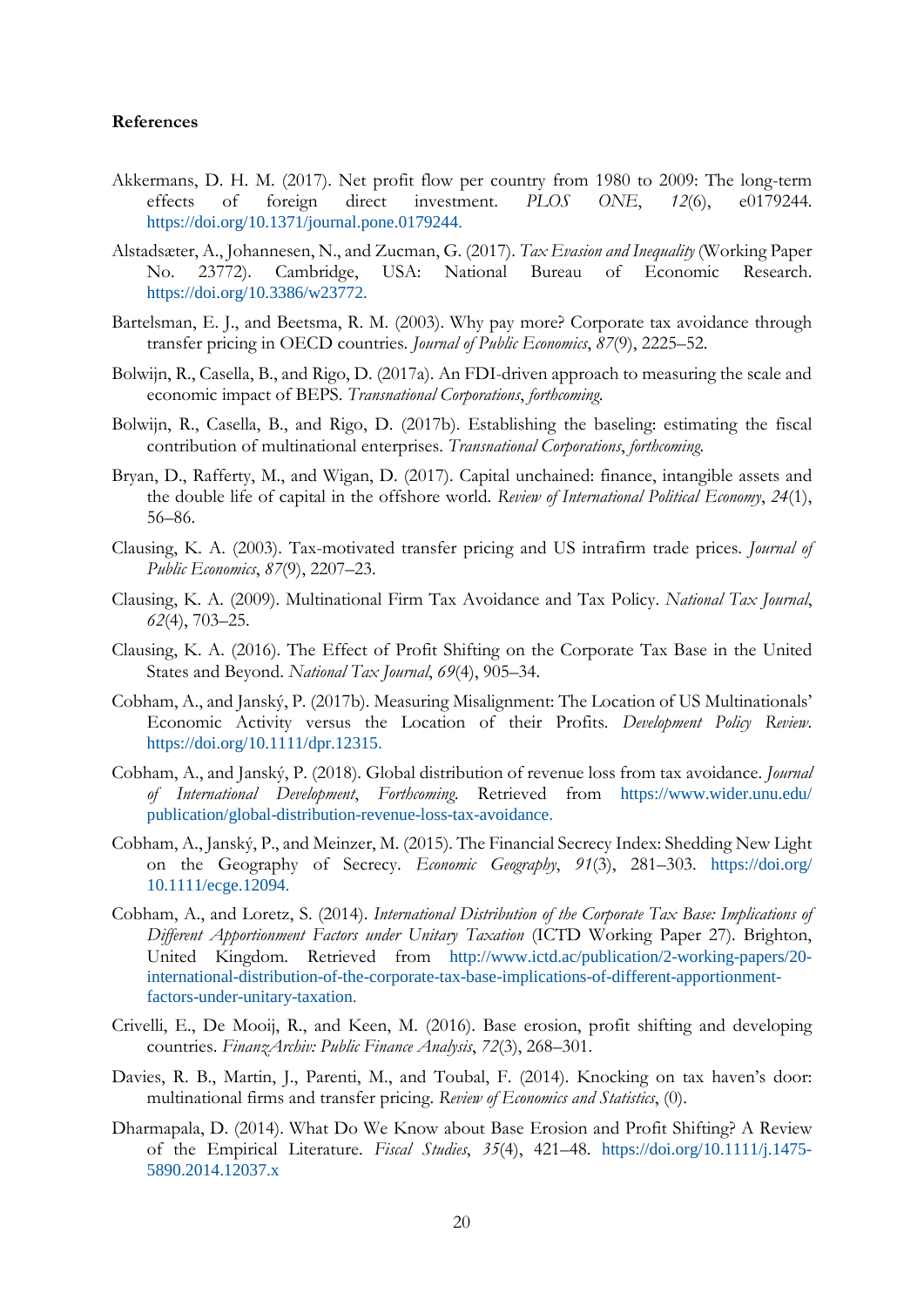**References**

Akkermans, D. H. M. (2017). Net profit flow per country from 1980 to 2009: The long-term effects of foreign direct investment. *PLOS ONE*, *12*(6), e0179244. https://doi.org/10.1371/journal.pone.0179244.

Alstadsæter, A., Johannesen, N., and Zucman, G. (2017). *Tax Evasion and Inequality* (Working Paper No. 23772). Cambridge, USA: National Bureau of Economic Research. https://doi.org/10.3386/w23772.

Bartelsman, E. J., and Beetsma, R. M. (2003). Why pay more? Corporate tax avoidance through transfer pricing in OECD countries. *Journal of Public Economics*, *87*(9), 2225–52.

Bolwijn, R., Casella, B., and Rigo, D. (2017a). An FDI-driven approach to measuring the scale and economic impact of BEPS. *Transnational Corporations*, *forthcoming*.

Bolwijn, R., Casella, B., and Rigo, D. (2017b). Establishing the baseling: estimating the fiscal contribution of multinational enterprises. *Transnational Corporations*, *forthcoming*.

Bryan, D., Rafferty, M., and Wigan, D. (2017). Capital unchained: finance, intangible assets and the double life of capital in the offshore world. *Review of International Political Economy*, *24*(1), 56–86.

Clausing, K. A. (2003). Tax-motivated transfer pricing and US intrafirm trade prices. *Journal of Public Economics*, *87*(9), 2207–23.

Clausing, K. A. (2009). Multinational Firm Tax Avoidance and Tax Policy. *National Tax Journal*, *62*(4), 703–25.

Clausing, K. A. (2016). The Effect of Profit Shifting on the Corporate Tax Base in the United States and Beyond. *National Tax Journal*, *69*(4), 905–34.

Cobham, A., and Janský, P. (2017b). Measuring Misalignment: The Location of US Multinationals' Economic Activity versus the Location of their Profits. *Development Policy Review*. https://doi.org/10.1111/dpr.12315.

Cobham, A., and Janský, P. (2018). Global distribution of revenue loss from tax avoidance. *Journal of International Development*, *Forthcoming*. Retrieved from https://www.wider.unu.edu/publication/global-distribution-revenue-loss-tax-avoidance.

Cobham, A., Janský, P., and Meinzer, M. (2015). The Financial Secrecy Index: Shedding New Light on the Geography of Secrecy. *Economic Geography*, *91*(3), 281–303. https://doi.org/10.1111/ecge.12094.

Cobham, A., and Loretz, S. (2014). *International Distribution of the Corporate Tax Base: Implications of Different Apportionment Factors under Unitary Taxation* (ICTD Working Paper 27). Brighton, United Kingdom. Retrieved from http://www.ictd.ac/publication/2-working-papers/20-international-distribution-of-the-corporate-tax-base-implications-of-different-apportionment-factors-under-unitary-taxation.

Crivelli, E., De Mooij, R., and Keen, M. (2016). Base erosion, profit shifting and developing countries. *FinanzArchiv: Public Finance Analysis*, *72*(3), 268–301.

Davies, R. B., Martin, J., Parenti, M., and Toubal, F. (2014). Knocking on tax haven's door: multinational firms and transfer pricing. *Review of Economics and Statistics*, (0).

Dharmapala, D. (2014). What Do We Know about Base Erosion and Profit Shifting? A Review of the Empirical Literature. *Fiscal Studies*, *35*(4), 421–48. https://doi.org/10.1111/j.1475-5890.2014.12037.x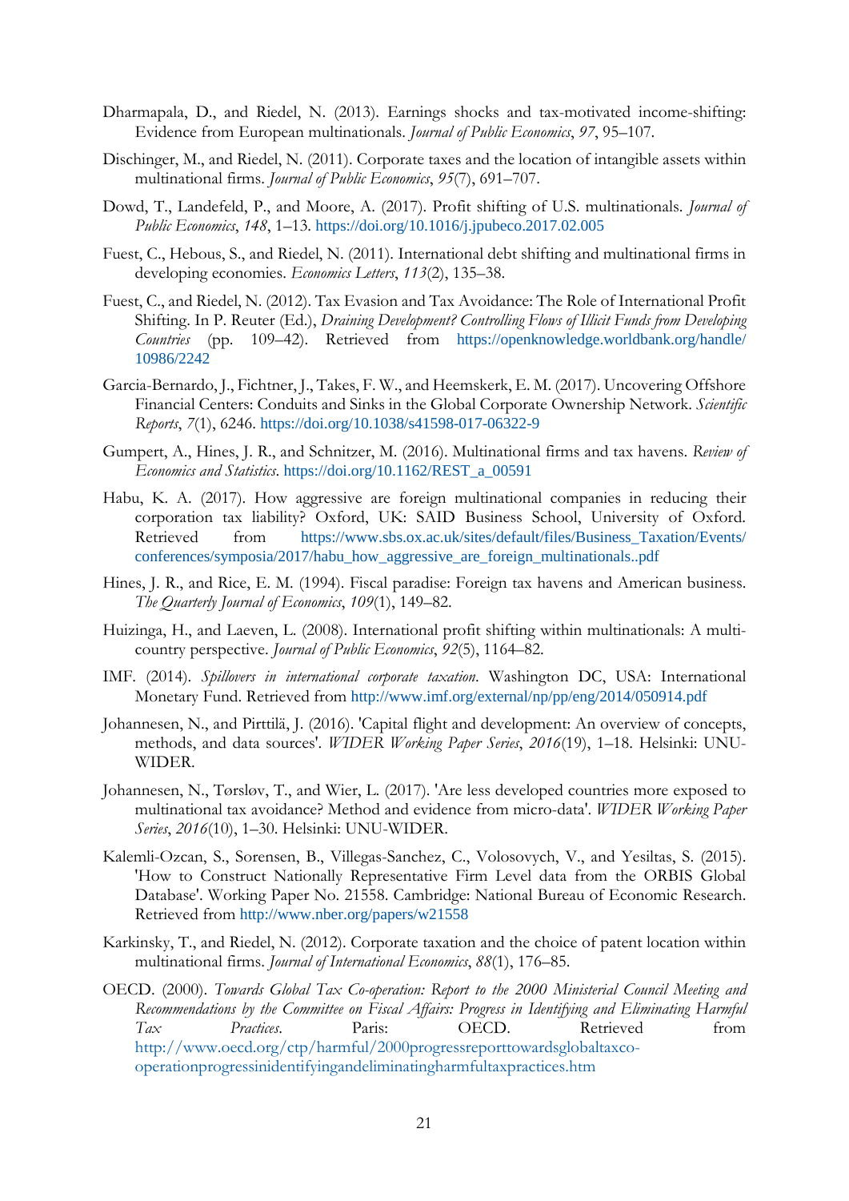Dharmapala, D., and Riedel, N. (2013). Earnings shocks and tax-motivated income-shifting: Evidence from European multinationals. *Journal of Public Economics*, *97*, 95–107.

Dischinger, M., and Riedel, N. (2011). Corporate taxes and the location of intangible assets within multinational firms. *Journal of Public Economics*, *95*(7), 691–707.

Dowd, T., Landefeld, P., and Moore, A. (2017). Profit shifting of U.S. multinationals. *Journal of Public Economics*, *148*, 1–13. https://doi.org/10.1016/j.jpubeco.2017.02.005

Fuest, C., Hebous, S., and Riedel, N. (2011). International debt shifting and multinational firms in developing economies. *Economics Letters*, *113*(2), 135–38.

Fuest, C., and Riedel, N. (2012). Tax Evasion and Tax Avoidance: The Role of International Profit Shifting. In P. Reuter (Ed.), *Draining Development? Controlling Flows of Illicit Funds from Developing Countries* (pp. 109–42). Retrieved from https://openknowledge.worldbank.org/handle/10986/2242

Garcia-Bernardo, J., Fichtner, J., Takes, F. W., and Heemskerk, E. M. (2017). Uncovering Offshore Financial Centers: Conduits and Sinks in the Global Corporate Ownership Network. *Scientific Reports*, *7*(1), 6246. https://doi.org/10.1038/s41598-017-06322-9

Gumpert, A., Hines, J. R., and Schnitzer, M. (2016). Multinational firms and tax havens. *Review of Economics and Statistics*. https://doi.org/10.1162/REST_a_00591

Habu, K. A. (2017). How aggressive are foreign multinational companies in reducing their corporation tax liability? Oxford, UK: SAID Business School, University of Oxford. Retrieved from https://www.sbs.ox.ac.uk/sites/default/files/Business_Taxation/Events/conferences/symposia/2017/habu_how_aggressive_are_foreign_multinationals..pdf

Hines, J. R., and Rice, E. M. (1994). Fiscal paradise: Foreign tax havens and American business. *The Quarterly Journal of Economics*, *109*(1), 149–82.

Huizinga, H., and Laeven, L. (2008). International profit shifting within multinationals: A multi-country perspective. *Journal of Public Economics*, *92*(5), 1164–82.

IMF. (2014). *Spillovers in international corporate taxation*. Washington DC, USA: International Monetary Fund. Retrieved from http://www.imf.org/external/np/pp/eng/2014/050914.pdf

Johannesen, N., and Pirttilä, J. (2016). 'Capital flight and development: An overview of concepts, methods, and data sources'. *WIDER Working Paper Series*, *2016*(19), 1–18. Helsinki: UNU-WIDER.

Johannesen, N., Tørsløv, T., and Wier, L. (2017). 'Are less developed countries more exposed to multinational tax avoidance? Method and evidence from micro-data'. *WIDER Working Paper Series*, *2016*(10), 1–30. Helsinki: UNU-WIDER.

Kalemli-Ozcan, S., Sorensen, B., Villegas-Sanchez, C., Volosovych, V., and Yesiltas, S. (2015). 'How to Construct Nationally Representative Firm Level data from the ORBIS Global Database'. Working Paper No. 21558. Cambridge: National Bureau of Economic Research. Retrieved from http://www.nber.org/papers/w21558

Karkinsky, T., and Riedel, N. (2012). Corporate taxation and the choice of patent location within multinational firms. *Journal of International Economics*, *88*(1), 176–85.

OECD. (2000). *Towards Global Tax Co-operation: Report to the 2000 Ministerial Council Meeting and Recommendations by the Committee on Fiscal Affairs: Progress in Identifying and Eliminating Harmful Tax Practices*. Paris: OECD. Retrieved from http://www.oecd.org/ctp/harmful/2000progressreporttowardsglobaltaxco-operationprogressinidentifyingandeliminatingharmfultaxpractices.htm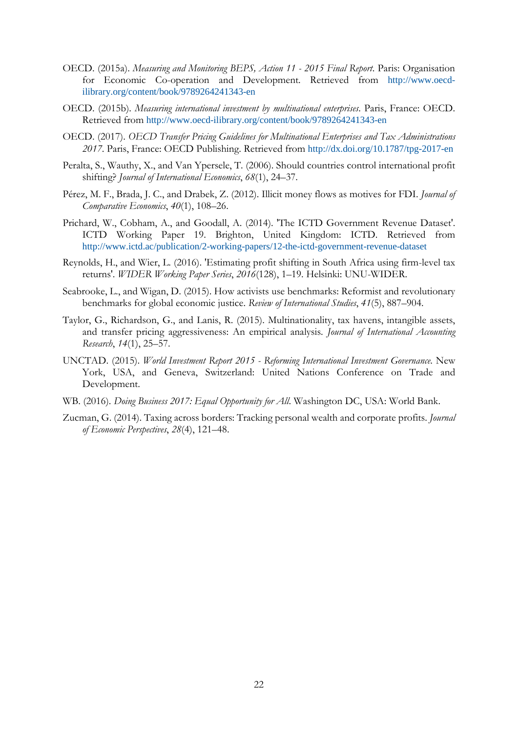OECD. (2015a). *Measuring and Monitoring BEPS, Action 11 - 2015 Final Report*. Paris: Organisation for Economic Co-operation and Development. Retrieved from http://www.oecd-ilibrary.org/content/book/9789264241343-en

OECD. (2015b). *Measuring international investment by multinational enterprises*. Paris, France: OECD. Retrieved from http://www.oecd-ilibrary.org/content/book/9789264241343-en

OECD. (2017). *OECD Transfer Pricing Guidelines for Multinational Enterprises and Tax Administrations 2017*. Paris, France: OECD Publishing. Retrieved from http://dx.doi.org/10.1787/tpg-2017-en

Peralta, S., Wauthy, X., and Van Ypersele, T. (2006). Should countries control international profit shifting? *Journal of International Economics*, *68*(1), 24–37.

Pérez, M. F., Brada, J. C., and Drabek, Z. (2012). Illicit money flows as motives for FDI. *Journal of Comparative Economics*, *40*(1), 108–26.

Prichard, W., Cobham, A., and Goodall, A. (2014). 'The ICTD Government Revenue Dataset'. ICTD Working Paper 19. Brighton, United Kingdom: ICTD. Retrieved from http://www.ictd.ac/publication/2-working-papers/12-the-ictd-government-revenue-dataset

Reynolds, H., and Wier, L. (2016). 'Estimating profit shifting in South Africa using firm-level tax returns'. *WIDER Working Paper Series*, *2016*(128), 1–19. Helsinki: UNU-WIDER.

Seabrooke, L., and Wigan, D. (2015). How activists use benchmarks: Reformist and revolutionary benchmarks for global economic justice. *Review of International Studies*, *41*(5), 887–904.

Taylor, G., Richardson, G., and Lanis, R. (2015). Multinationality, tax havens, intangible assets, and transfer pricing aggressiveness: An empirical analysis. *Journal of International Accounting Research*, *14*(1), 25–57.

UNCTAD. (2015). *World Investment Report 2015 - Reforming International Investment Governance.* New York, USA, and Geneva, Switzerland: United Nations Conference on Trade and Development.

WB. (2016). *Doing Business 2017: Equal Opportunity for All.* Washington DC, USA: World Bank.

Zucman, G. (2014). Taxing across borders: Tracking personal wealth and corporate profits. *Journal of Economic Perspectives*, *28*(4), 121–48.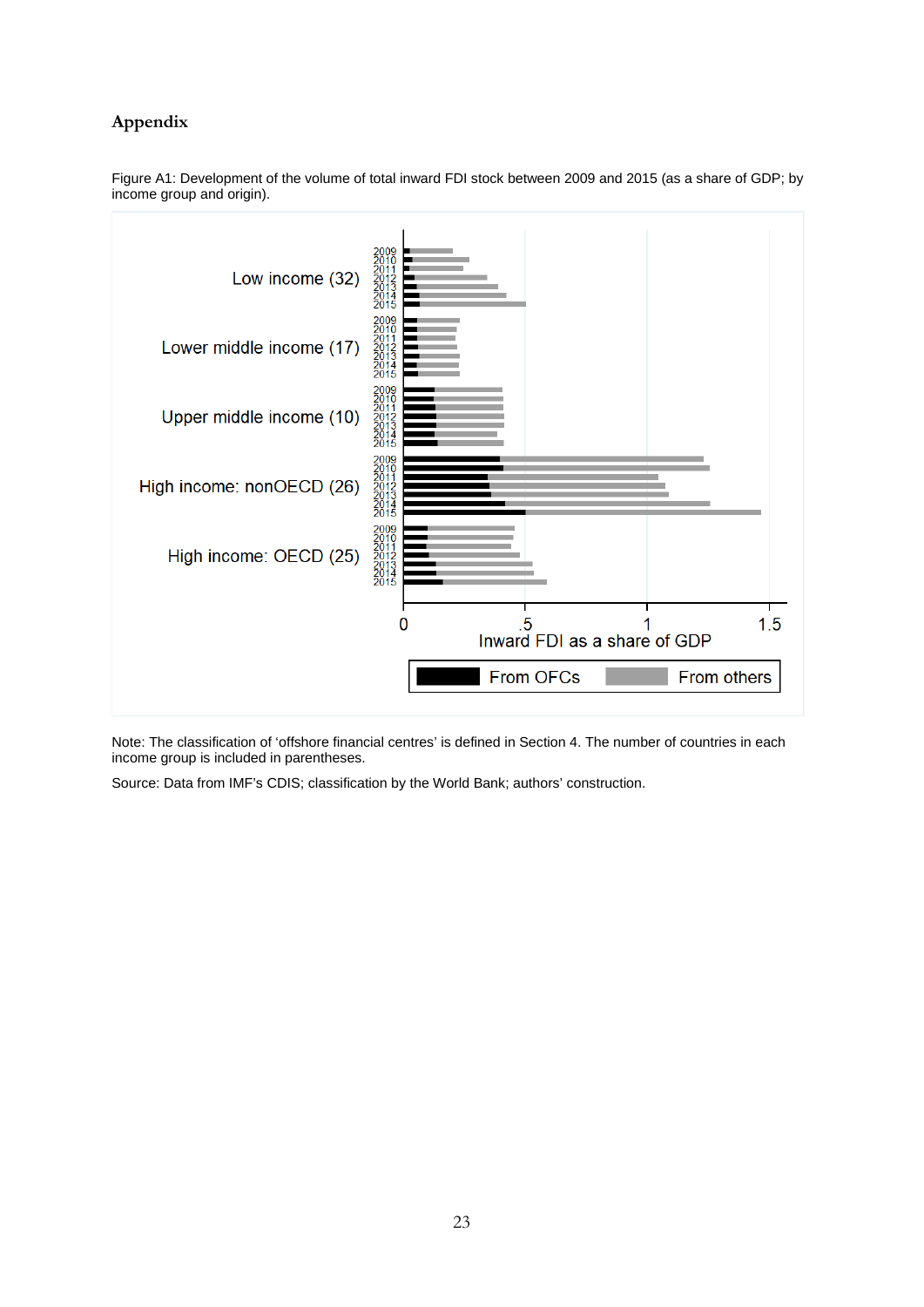## Appendix

Figure A1: Development of the volume of total inward FDI stock between 2009 and 2015 (as a share of GDP; by income group and origin).

Note: The classification of 'offshore financial centres' is defined in Section 4. The number of countries in each income group is included in parentheses.

Source: Data from IMF's CDIS; classification by the World Bank; authors' construction.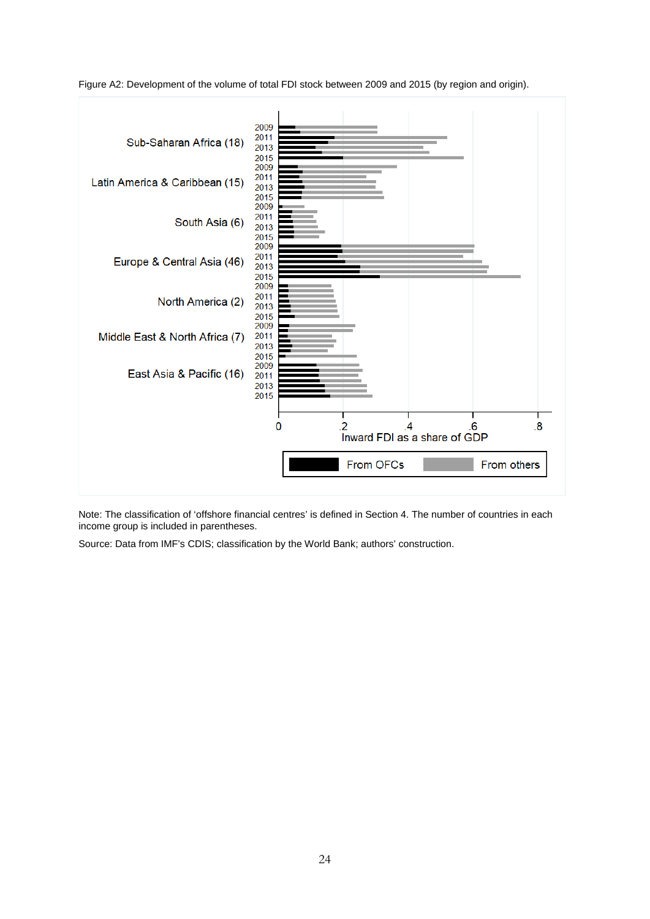Figure A2: Development of the volume of total FDI stock between 2009 and 2015 (by region and origin).

Note: The classification of 'offshore financial centres' is defined in Section 4. The number of countries in each income group is included in parentheses.

Source: Data from IMF's CDIS; classification by the World Bank; authors' construction.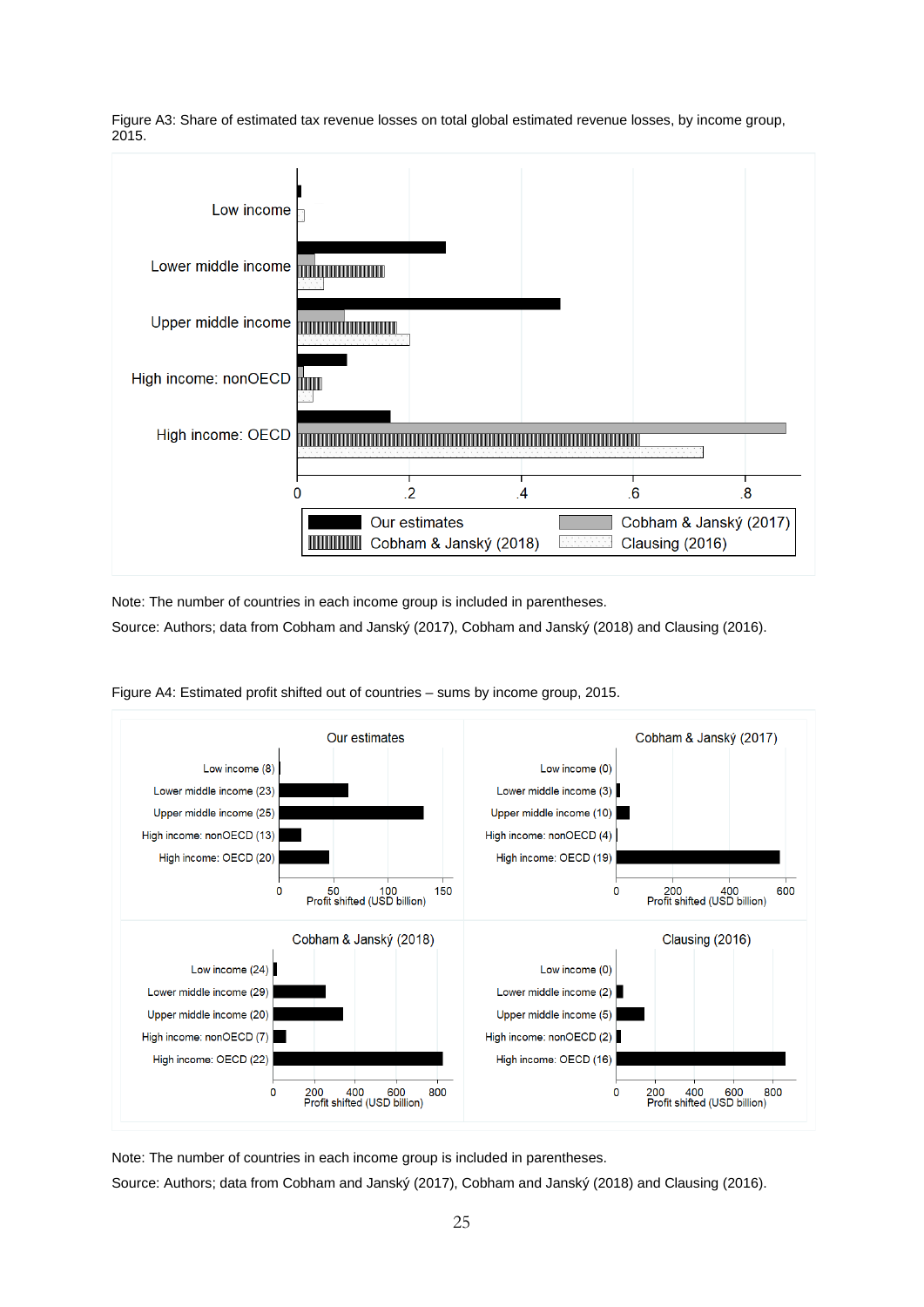Figure A3: Share of estimated tax revenue losses on total global estimated revenue losses, by income group, 2015.

Note: The number of countries in each income group is included in parentheses.

Source: Authors; data from Cobham and Janský (2017), Cobham and Janský (2018) and Clausing (2016).

Figure A4: Estimated profit shifted out of countries – sums by income group, 2015.

Note: The number of countries in each income group is included in parentheses.

Source: Authors; data from Cobham and Janský (2017), Cobham and Janský (2018) and Clausing (2016).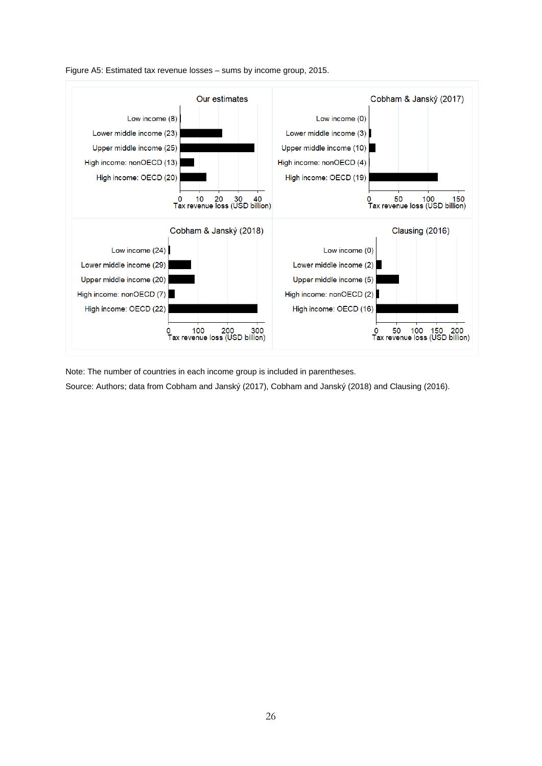Figure A5: Estimated tax revenue losses – sums by income group, 2015.

Note: The number of countries in each income group is included in parentheses.

Source: Authors; data from Cobham and Janský (2017), Cobham and Janský (2018) and Clausing (2016).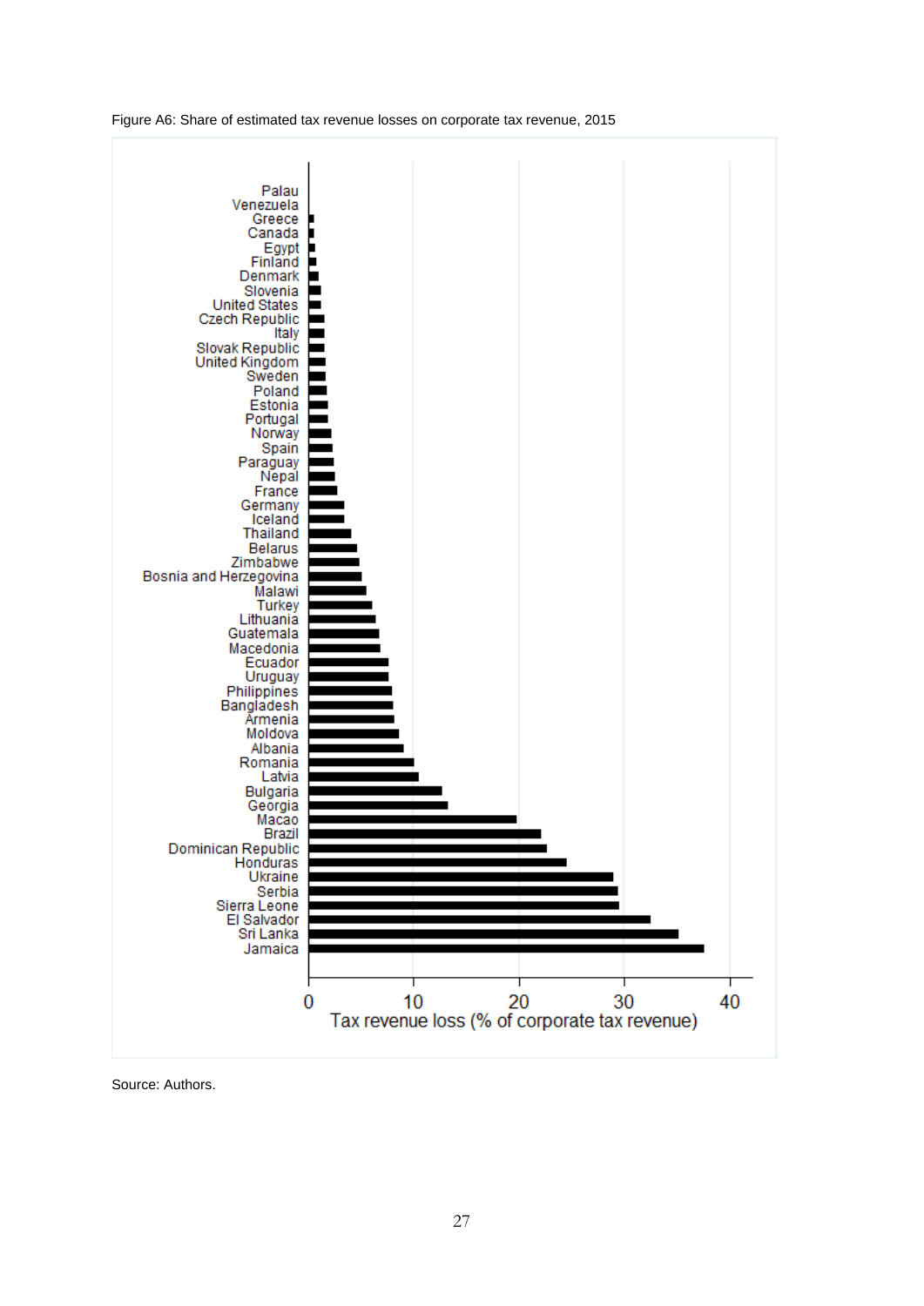Figure A6: Share of estimated tax revenue losses on corporate tax revenue, 2015

Countries shown (top to bottom):

- Palau
- Venezuela
- Greece
- Canada
- Egypt
- Finland
- Denmark
- Slovenia
- United States
- Czech Republic
- Italy
- Slovak Republic
- United Kingdom
- Sweden
- Poland
- Estonia
- Portugal
- Norway
- Spain
- Paraguay
- Nepal
- France
- Germany
- Iceland
- Thailand
- Belarus
- Zimbabwe
- Bosnia and Herzegovina
- Malawi
- Turkey
- Lithuania
- Guatemala
- Macedonia
- Ecuador
- Uruguay
- Philippines
- Bangladesh
- Armenia
- Moldova
- Albania
- Romania
- Latvia
- Bulgaria
- Georgia
- Macao
- Brazil
- Dominican Republic
- Honduras
- Ukraine
- Serbia
- Sierra Leone
- El Salvador
- Sri Lanka
- Jamaica

X-axis: Tax revenue loss (% of corporate tax revenue), scale 0, 10, 20, 30, 40

Source: Authors.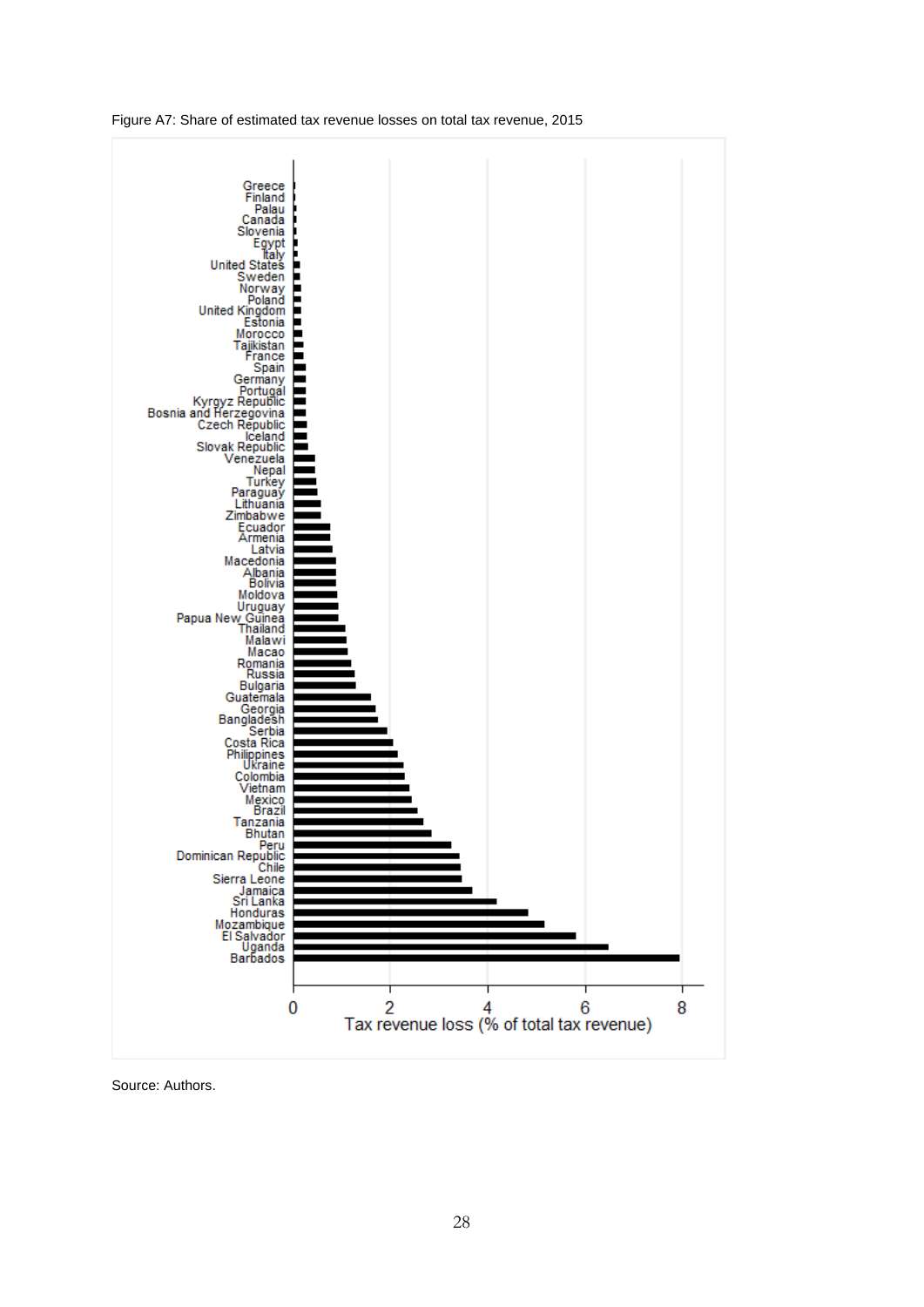Figure A7: Share of estimated tax revenue losses on total tax revenue, 2015

Source: Authors.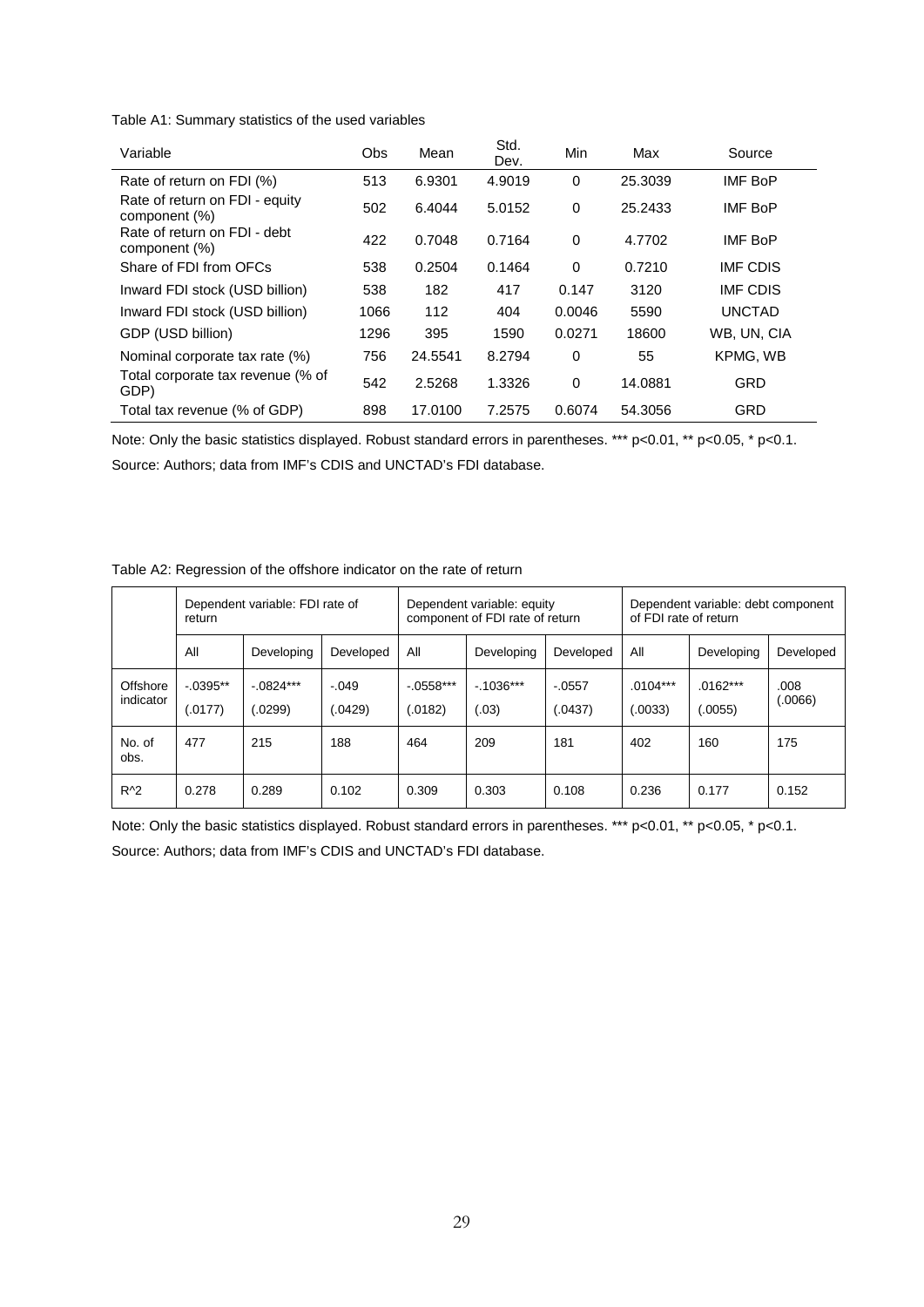Table A1: Summary statistics of the used variables

| Variable | Obs | Mean | Std. Dev. | Min | Max | Source |
|---|---|---|---|---|---|---|
| Rate of return on FDI (%) | 513 | 6.9301 | 4.9019 | 0 | 25.3039 | IMF BoP |
| Rate of return on FDI - equity component (%) | 502 | 6.4044 | 5.0152 | 0 | 25.2433 | IMF BoP |
| Rate of return on FDI - debt component (%) | 422 | 0.7048 | 0.7164 | 0 | 4.7702 | IMF BoP |
| Share of FDI from OFCs | 538 | 0.2504 | 0.1464 | 0 | 0.7210 | IMF CDIS |
| Inward FDI stock (USD billion) | 538 | 182 | 417 | 0.147 | 3120 | IMF CDIS |
| Inward FDI stock (USD billion) | 1066 | 112 | 404 | 0.0046 | 5590 | UNCTAD |
| GDP (USD billion) | 1296 | 395 | 1590 | 0.0271 | 18600 | WB, UN, CIA |
| Nominal corporate tax rate (%) | 756 | 24.5541 | 8.2794 | 0 | 55 | KPMG, WB |
| Total corporate tax revenue (% of GDP) | 542 | 2.5268 | 1.3326 | 0 | 14.0881 | GRD |
| Total tax revenue (% of GDP) | 898 | 17.0100 | 7.2575 | 0.6074 | 54.3056 | GRD |

Note: Only the basic statistics displayed. Robust standard errors in parentheses. *** p<0.01, ** p<0.05, * p<0.1.

Source: Authors; data from IMF's CDIS and UNCTAD's FDI database.

Table A2: Regression of the offshore indicator on the rate of return

| | Dependent variable: FDI rate of return | | | Dependent variable: equity component of FDI rate of return | | | Dependent variable: debt component of FDI rate of return | | |
|---|---|---|---|---|---|---|---|---|---|
| | All | Developing | Developed | All | Developing | Developed | All | Developing | Developed |
| Offshore indicator | -.0395** (.0177) | -.0824*** (.0299) | -.049 (.0429) | -.0558*** (.0182) | -.1036*** (.03) | -.0557 (.0437) | .0104*** (.0033) | .0162*** (.0055) | .008 (.0066) |
| No. of obs. | 477 | 215 | 188 | 464 | 209 | 181 | 402 | 160 | 175 |
| R^2 | 0.278 | 0.289 | 0.102 | 0.309 | 0.303 | 0.108 | 0.236 | 0.177 | 0.152 |

Note: Only the basic statistics displayed. Robust standard errors in parentheses. *** p<0.01, ** p<0.05, * p<0.1.

Source: Authors; data from IMF's CDIS and UNCTAD's FDI database.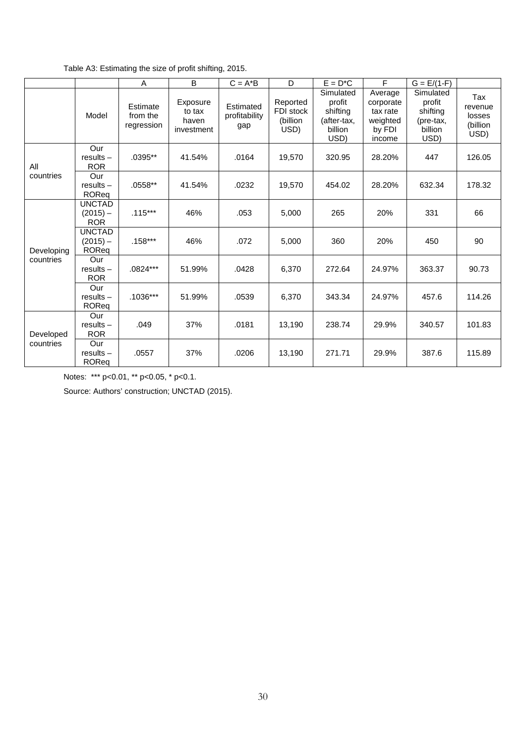Table A3: Estimating the size of profit shifting, 2015.

| | | A | B | C = A*B | D | E = D*C | F | G = E/(1-F) | |
|---|---|---|---|---|---|---|---|---|---|
| | Model | Estimate from the regression | Exposure to tax haven investment | Estimated profitability gap | Reported FDI stock (billion USD) | Simulated profit shifting (after-tax, billion USD) | Average corporate tax rate weighted by FDI income | Simulated profit shifting (pre-tax, billion USD) | Tax revenue losses (billion USD) |
| All countries | Our results – ROR | .0395** | 41.54% | .0164 | 19,570 | 320.95 | 28.20% | 447 | 126.05 |
| | Our results – ROReq | .0558** | 41.54% | .0232 | 19,570 | 454.02 | 28.20% | 632.34 | 178.32 |
| Developing countries | UNCTAD (2015) – ROR | .115*** | 46% | .053 | 5,000 | 265 | 20% | 331 | 66 |
| | UNCTAD (2015) – ROReq | .158*** | 46% | .072 | 5,000 | 360 | 20% | 450 | 90 |
| | Our results – ROR | .0824*** | 51.99% | .0428 | 6,370 | 272.64 | 24.97% | 363.37 | 90.73 |
| | Our results – ROReq | .1036*** | 51.99% | .0539 | 6,370 | 343.34 | 24.97% | 457.6 | 114.26 |
| Developed countries | Our results – ROR | .049 | 37% | .0181 | 13,190 | 238.74 | 29.9% | 340.57 | 101.83 |
| | Our results – ROReq | .0557 | 37% | .0206 | 13,190 | 271.71 | 29.9% | 387.6 | 115.89 |

Notes: *** p<0.01, ** p<0.05, * p<0.1.

Source: Authors' construction; UNCTAD (2015).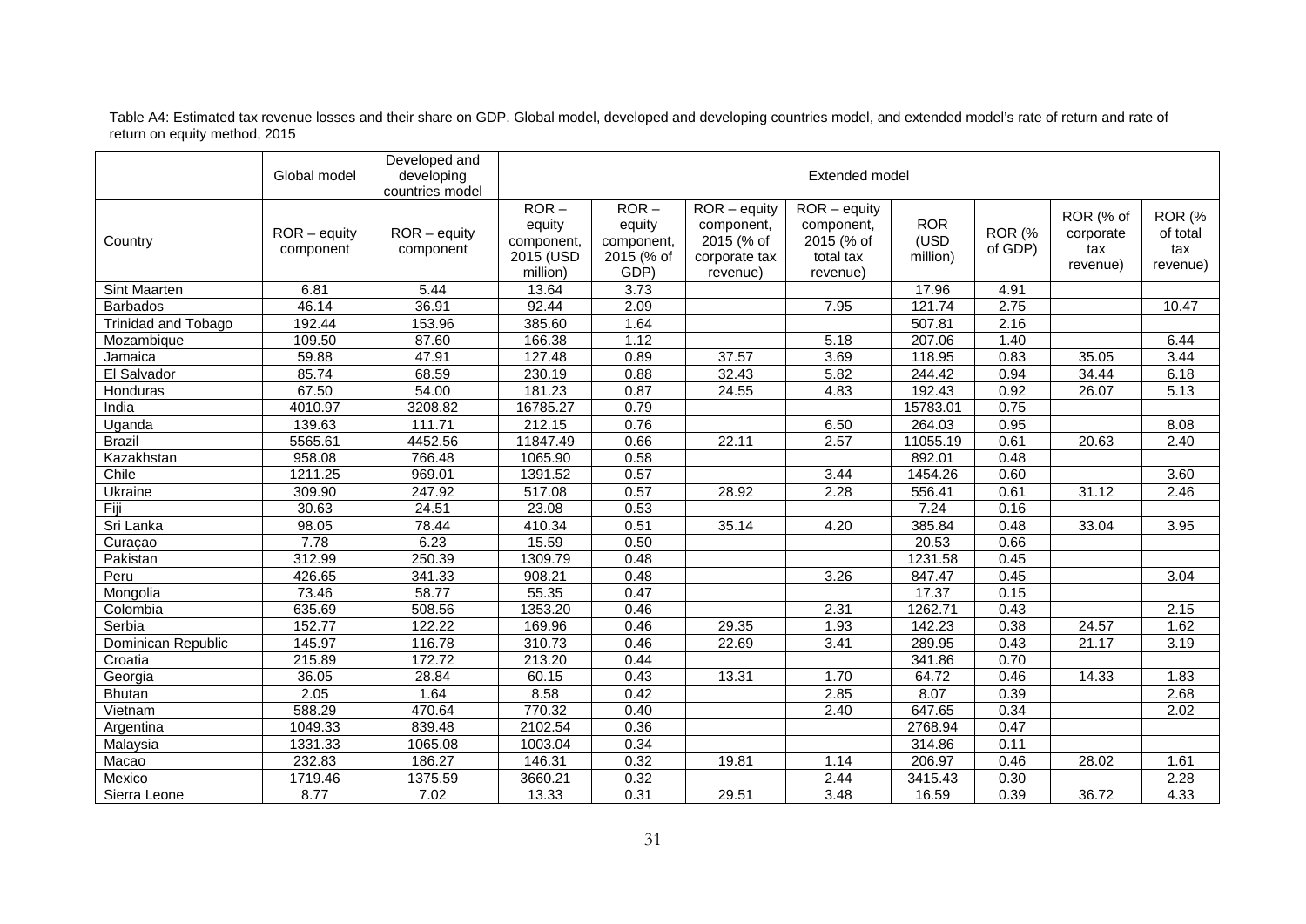Table A4: Estimated tax revenue losses and their share on GDP. Global model, developed and developing countries model, and extended model's rate of return and rate of return on equity method, 2015

| | Global model | Developed and developing countries model | Extended model | | | | | | | |
|---|---|---|---|---|---|---|---|---|---|---|
| Country | ROR – equity component | ROR – equity component | ROR – equity component, 2015 (USD million) | ROR – equity component, 2015 (% of GDP) | ROR – equity component, 2015 (% of corporate tax revenue) | ROR – equity component, 2015 (% of total tax revenue) | ROR (USD million) | ROR (% of GDP) | ROR (% of corporate tax revenue) | ROR (% of total tax revenue) |
| Sint Maarten | 6.81 | 5.44 | 13.64 | 3.73 | | | 17.96 | 4.91 | | |
| Barbados | 46.14 | 36.91 | 92.44 | 2.09 | | 7.95 | 121.74 | 2.75 | | 10.47 |
| Trinidad and Tobago | 192.44 | 153.96 | 385.60 | 1.64 | | | 507.81 | 2.16 | | |
| Mozambique | 109.50 | 87.60 | 166.38 | 1.12 | | 5.18 | 207.06 | 1.40 | | 6.44 |
| Jamaica | 59.88 | 47.91 | 127.48 | 0.89 | 37.57 | 3.69 | 118.95 | 0.83 | 35.05 | 3.44 |
| El Salvador | 85.74 | 68.59 | 230.19 | 0.88 | 32.43 | 5.82 | 244.42 | 0.94 | 34.44 | 6.18 |
| Honduras | 67.50 | 54.00 | 181.23 | 0.87 | 24.55 | 4.83 | 192.43 | 0.92 | 26.07 | 5.13 |
| India | 4010.97 | 3208.82 | 16785.27 | 0.79 | | | 15783.01 | 0.75 | | |
| Uganda | 139.63 | 111.71 | 212.15 | 0.76 | | 6.50 | 264.03 | 0.95 | | 8.08 |
| Brazil | 5565.61 | 4452.56 | 11847.49 | 0.66 | 22.11 | 2.57 | 11055.19 | 0.61 | 20.63 | 2.40 |
| Kazakhstan | 958.08 | 766.48 | 1065.90 | 0.58 | | | 892.01 | 0.48 | | |
| Chile | 1211.25 | 969.01 | 1391.52 | 0.57 | | 3.44 | 1454.26 | 0.60 | | 3.60 |
| Ukraine | 309.90 | 247.92 | 517.08 | 0.57 | 28.92 | 2.28 | 556.41 | 0.61 | 31.12 | 2.46 |
| Fiji | 30.63 | 24.51 | 23.08 | 0.53 | | | 7.24 | 0.16 | | |
| Sri Lanka | 98.05 | 78.44 | 410.34 | 0.51 | 35.14 | 4.20 | 385.84 | 0.48 | 33.04 | 3.95 |
| Curaçao | 7.78 | 6.23 | 15.59 | 0.50 | | | 20.53 | 0.66 | | |
| Pakistan | 312.99 | 250.39 | 1309.79 | 0.48 | | | 1231.58 | 0.45 | | |
| Peru | 426.65 | 341.33 | 908.21 | 0.48 | | 3.26 | 847.47 | 0.45 | | 3.04 |
| Mongolia | 73.46 | 58.77 | 55.35 | 0.47 | | | 17.37 | 0.15 | | |
| Colombia | 635.69 | 508.56 | 1353.20 | 0.46 | | 2.31 | 1262.71 | 0.43 | | 2.15 |
| Serbia | 152.77 | 122.22 | 169.96 | 0.46 | 29.35 | 1.93 | 142.23 | 0.38 | 24.57 | 1.62 |
| Dominican Republic | 145.97 | 116.78 | 310.73 | 0.46 | 22.69 | 3.41 | 289.95 | 0.43 | 21.17 | 3.19 |
| Croatia | 215.89 | 172.72 | 213.20 | 0.44 | | | 341.86 | 0.70 | | |
| Georgia | 36.05 | 28.84 | 60.15 | 0.43 | 13.31 | 1.70 | 64.72 | 0.46 | 14.33 | 1.83 |
| Bhutan | 2.05 | 1.64 | 8.58 | 0.42 | | 2.85 | 8.07 | 0.39 | | 2.68 |
| Vietnam | 588.29 | 470.64 | 770.32 | 0.40 | | 2.40 | 647.65 | 0.34 | | 2.02 |
| Argentina | 1049.33 | 839.48 | 2102.54 | 0.36 | | | 2768.94 | 0.47 | | |
| Malaysia | 1331.33 | 1065.08 | 1003.04 | 0.34 | | | 314.86 | 0.11 | | |
| Macao | 232.83 | 186.27 | 146.31 | 0.32 | 19.81 | 1.14 | 206.97 | 0.46 | 28.02 | 1.61 |
| Mexico | 1719.46 | 1375.59 | 3660.21 | 0.32 | | 2.44 | 3415.43 | 0.30 | | 2.28 |
| Sierra Leone | 8.77 | 7.02 | 13.33 | 0.31 | 29.51 | 3.48 | 16.59 | 0.39 | 36.72 | 4.33 |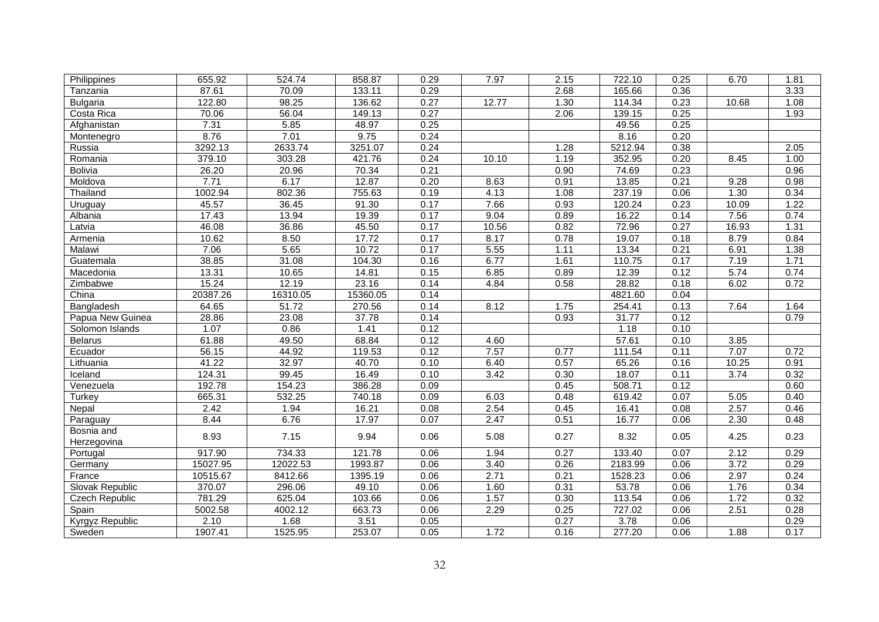| Philippines | 655.92 | 524.74 | 858.87 | 0.29 | 7.97 | 2.15 | 722.10 | 0.25 | 6.70 | 1.81 |
|---|---|---|---|---|---|---|---|---|---|---|
| Tanzania | 87.61 | 70.09 | 133.11 | 0.29 | | 2.68 | 165.66 | 0.36 | | 3.33 |
| Bulgaria | 122.80 | 98.25 | 136.62 | 0.27 | 12.77 | 1.30 | 114.34 | 0.23 | 10.68 | 1.08 |
| Costa Rica | 70.06 | 56.04 | 149.13 | 0.27 | | 2.06 | 139.15 | 0.25 | | 1.93 |
| Afghanistan | 7.31 | 5.85 | 48.97 | 0.25 | | | 49.56 | 0.25 | | |
| Montenegro | 8.76 | 7.01 | 9.75 | 0.24 | | | 8.16 | 0.20 | | |
| Russia | 3292.13 | 2633.74 | 3251.07 | 0.24 | | 1.28 | 5212.94 | 0.38 | | 2.05 |
| Romania | 379.10 | 303.28 | 421.76 | 0.24 | 10.10 | 1.19 | 352.95 | 0.20 | 8.45 | 1.00 |
| Bolivia | 26.20 | 20.96 | 70.34 | 0.21 | | 0.90 | 74.69 | 0.23 | | 0.96 |
| Moldova | 7.71 | 6.17 | 12.87 | 0.20 | 8.63 | 0.91 | 13.85 | 0.21 | 9.28 | 0.98 |
| Thailand | 1002.94 | 802.36 | 755.63 | 0.19 | 4.13 | 1.08 | 237.19 | 0.06 | 1.30 | 0.34 |
| Uruguay | 45.57 | 36.45 | 91.30 | 0.17 | 7.66 | 0.93 | 120.24 | 0.23 | 10.09 | 1.22 |
| Albania | 17.43 | 13.94 | 19.39 | 0.17 | 9.04 | 0.89 | 16.22 | 0.14 | 7.56 | 0.74 |
| Latvia | 46.08 | 36.86 | 45.50 | 0.17 | 10.56 | 0.82 | 72.96 | 0.27 | 16.93 | 1.31 |
| Armenia | 10.62 | 8.50 | 17.72 | 0.17 | 8.17 | 0.78 | 19.07 | 0.18 | 8.79 | 0.84 |
| Malawi | 7.06 | 5.65 | 10.72 | 0.17 | 5.55 | 1.11 | 13.34 | 0.21 | 6.91 | 1.38 |
| Guatemala | 38.85 | 31.08 | 104.30 | 0.16 | 6.77 | 1.61 | 110.75 | 0.17 | 7.19 | 1.71 |
| Macedonia | 13.31 | 10.65 | 14.81 | 0.15 | 6.85 | 0.89 | 12.39 | 0.12 | 5.74 | 0.74 |
| Zimbabwe | 15.24 | 12.19 | 23.16 | 0.14 | 4.84 | 0.58 | 28.82 | 0.18 | 6.02 | 0.72 |
| China | 20387.26 | 16310.05 | 15360.05 | 0.14 | | | 4821.60 | 0.04 | | |
| Bangladesh | 64.65 | 51.72 | 270.56 | 0.14 | 8.12 | 1.75 | 254.41 | 0.13 | 7.64 | 1.64 |
| Papua New Guinea | 28.86 | 23.08 | 37.78 | 0.14 | | 0.93 | 31.77 | 0.12 | | 0.79 |
| Solomon Islands | 1.07 | 0.86 | 1.41 | 0.12 | | | 1.18 | 0.10 | | |
| Belarus | 61.88 | 49.50 | 68.84 | 0.12 | 4.60 | | 57.61 | 0.10 | 3.85 | |
| Ecuador | 56.15 | 44.92 | 119.53 | 0.12 | 7.57 | 0.77 | 111.54 | 0.11 | 7.07 | 0.72 |
| Lithuania | 41.22 | 32.97 | 40.70 | 0.10 | 6.40 | 0.57 | 65.26 | 0.16 | 10.25 | 0.91 |
| Iceland | 124.31 | 99.45 | 16.49 | 0.10 | 3.42 | 0.30 | 18.07 | 0.11 | 3.74 | 0.32 |
| Venezuela | 192.78 | 154.23 | 386.28 | 0.09 | | 0.45 | 508.71 | 0.12 | | 0.60 |
| Turkey | 665.31 | 532.25 | 740.18 | 0.09 | 6.03 | 0.48 | 619.42 | 0.07 | 5.05 | 0.40 |
| Nepal | 2.42 | 1.94 | 16.21 | 0.08 | 2.54 | 0.45 | 16.41 | 0.08 | 2.57 | 0.46 |
| Paraguay | 8.44 | 6.76 | 17.97 | 0.07 | 2.47 | 0.51 | 16.77 | 0.06 | 2.30 | 0.48 |
| Bosnia and Herzegovina | 8.93 | 7.15 | 9.94 | 0.06 | 5.08 | 0.27 | 8.32 | 0.05 | 4.25 | 0.23 |
| Portugal | 917.90 | 734.33 | 121.78 | 0.06 | 1.94 | 0.27 | 133.40 | 0.07 | 2.12 | 0.29 |
| Germany | 15027.95 | 12022.53 | 1993.87 | 0.06 | 3.40 | 0.26 | 2183.99 | 0.06 | 3.72 | 0.29 |
| France | 10515.67 | 8412.66 | 1395.19 | 0.06 | 2.71 | 0.21 | 1528.23 | 0.06 | 2.97 | 0.24 |
| Slovak Republic | 370.07 | 296.06 | 49.10 | 0.06 | 1.60 | 0.31 | 53.78 | 0.06 | 1.76 | 0.34 |
| Czech Republic | 781.29 | 625.04 | 103.66 | 0.06 | 1.57 | 0.30 | 113.54 | 0.06 | 1.72 | 0.32 |
| Spain | 5002.58 | 4002.12 | 663.73 | 0.06 | 2.29 | 0.25 | 727.02 | 0.06 | 2.51 | 0.28 |
| Kyrgyz Republic | 2.10 | 1.68 | 3.51 | 0.05 | | 0.27 | 3.78 | 0.06 | | 0.29 |
| Sweden | 1907.41 | 1525.95 | 253.07 | 0.05 | 1.72 | 0.16 | 277.20 | 0.06 | 1.88 | 0.17 |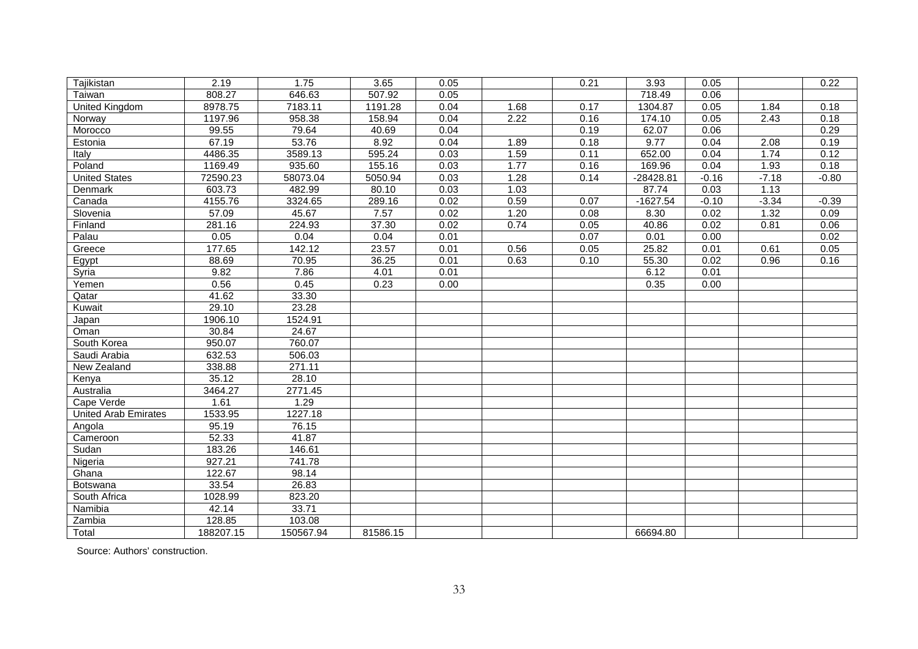| | | | | | | | | | | |
|---|---|---|---|---|---|---|---|---|---|---|
| Tajikistan | 2.19 | 1.75 | 3.65 | 0.05 | | 0.21 | 3.93 | 0.05 | | 0.22 |
| Taiwan | 808.27 | 646.63 | 507.92 | 0.05 | | | 718.49 | 0.06 | | |
| United Kingdom | 8978.75 | 7183.11 | 1191.28 | 0.04 | 1.68 | 0.17 | 1304.87 | 0.05 | 1.84 | 0.18 |
| Norway | 1197.96 | 958.38 | 158.94 | 0.04 | 2.22 | 0.16 | 174.10 | 0.05 | 2.43 | 0.18 |
| Morocco | 99.55 | 79.64 | 40.69 | 0.04 | | 0.19 | 62.07 | 0.06 | | 0.29 |
| Estonia | 67.19 | 53.76 | 8.92 | 0.04 | 1.89 | 0.18 | 9.77 | 0.04 | 2.08 | 0.19 |
| Italy | 4486.35 | 3589.13 | 595.24 | 0.03 | 1.59 | 0.11 | 652.00 | 0.04 | 1.74 | 0.12 |
| Poland | 1169.49 | 935.60 | 155.16 | 0.03 | 1.77 | 0.16 | 169.96 | 0.04 | 1.93 | 0.18 |
| United States | 72590.23 | 58073.04 | 5050.94 | 0.03 | 1.28 | 0.14 | -28428.81 | -0.16 | -7.18 | -0.80 |
| Denmark | 603.73 | 482.99 | 80.10 | 0.03 | 1.03 | | 87.74 | 0.03 | 1.13 | |
| Canada | 4155.76 | 3324.65 | 289.16 | 0.02 | 0.59 | 0.07 | -1627.54 | -0.10 | -3.34 | -0.39 |
| Slovenia | 57.09 | 45.67 | 7.57 | 0.02 | 1.20 | 0.08 | 8.30 | 0.02 | 1.32 | 0.09 |
| Finland | 281.16 | 224.93 | 37.30 | 0.02 | 0.74 | 0.05 | 40.86 | 0.02 | 0.81 | 0.06 |
| Palau | 0.05 | 0.04 | 0.04 | 0.01 | | 0.07 | 0.01 | 0.00 | | 0.02 |
| Greece | 177.65 | 142.12 | 23.57 | 0.01 | 0.56 | 0.05 | 25.82 | 0.01 | 0.61 | 0.05 |
| Egypt | 88.69 | 70.95 | 36.25 | 0.01 | 0.63 | 0.10 | 55.30 | 0.02 | 0.96 | 0.16 |
| Syria | 9.82 | 7.86 | 4.01 | 0.01 | | | 6.12 | 0.01 | | |
| Yemen | 0.56 | 0.45 | 0.23 | 0.00 | | | 0.35 | 0.00 | | |
| Qatar | 41.62 | 33.30 | | | | | | | | |
| Kuwait | 29.10 | 23.28 | | | | | | | | |
| Japan | 1906.10 | 1524.91 | | | | | | | | |
| Oman | 30.84 | 24.67 | | | | | | | | |
| South Korea | 950.07 | 760.07 | | | | | | | | |
| Saudi Arabia | 632.53 | 506.03 | | | | | | | | |
| New Zealand | 338.88 | 271.11 | | | | | | | | |
| Kenya | 35.12 | 28.10 | | | | | | | | |
| Australia | 3464.27 | 2771.45 | | | | | | | | |
| Cape Verde | 1.61 | 1.29 | | | | | | | | |
| United Arab Emirates | 1533.95 | 1227.18 | | | | | | | | |
| Angola | 95.19 | 76.15 | | | | | | | | |
| Cameroon | 52.33 | 41.87 | | | | | | | | |
| Sudan | 183.26 | 146.61 | | | | | | | | |
| Nigeria | 927.21 | 741.78 | | | | | | | | |
| Ghana | 122.67 | 98.14 | | | | | | | | |
| Botswana | 33.54 | 26.83 | | | | | | | | |
| South Africa | 1028.99 | 823.20 | | | | | | | | |
| Namibia | 42.14 | 33.71 | | | | | | | | |
| Zambia | 128.85 | 103.08 | | | | | | | | |
| Total | 188207.15 | 150567.94 | 81586.15 | | | | 66694.80 | | | |

Source: Authors' construction.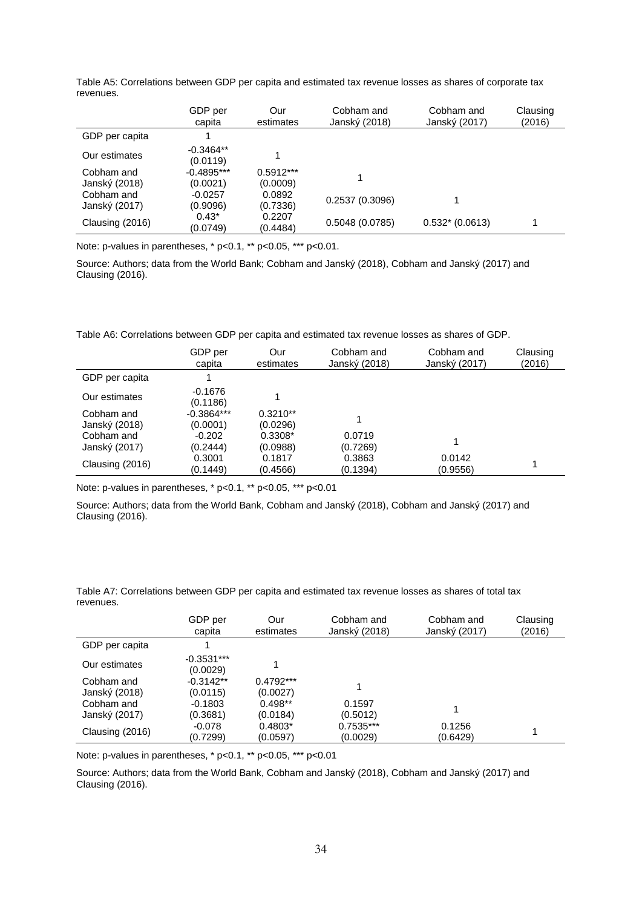Table A5: Correlations between GDP per capita and estimated tax revenue losses as shares of corporate tax revenues.

| | GDP per capita | Our estimates | Cobham and Janský (2018) | Cobham and Janský (2017) | Clausing (2016) |
|---|---|---|---|---|---|
| GDP per capita | 1 | | | | |
| Our estimates | -0.3464** (0.0119) | 1 | | | |
| Cobham and Janský (2018) | -0.4895*** (0.0021) | 0.5912*** (0.0009) | 1 | | |
| Cobham and Janský (2017) | -0.0257 (0.9096) | 0.0892 (0.7336) | 0.2537 (0.3096) | 1 | |
| Clausing (2016) | 0.43* (0.0749) | 0.2207 (0.4484) | 0.5048 (0.0785) | 0.532* (0.0613) | 1 |

Note: p-values in parentheses, * p<0.1, ** p<0.05, *** p<0.01.

Source: Authors; data from the World Bank; Cobham and Janský (2018), Cobham and Janský (2017) and Clausing (2016).

Table A6: Correlations between GDP per capita and estimated tax revenue losses as shares of GDP.

| | GDP per capita | Our estimates | Cobham and Janský (2018) | Cobham and Janský (2017) | Clausing (2016) |
|---|---|---|---|---|---|
| GDP per capita | 1 | | | | |
| Our estimates | -0.1676 (0.1186) | 1 | | | |
| Cobham and Janský (2018) | -0.3864*** (0.0001) | 0.3210** (0.0296) | 1 | | |
| Cobham and Janský (2017) | -0.202 (0.2444) | 0.3308* (0.0988) | 0.0719 (0.7269) | 1 | |
| Clausing (2016) | 0.3001 (0.1449) | 0.1817 (0.4566) | 0.3863 (0.1394) | 0.0142 (0.9556) | 1 |

Note: p-values in parentheses, * p<0.1, ** p<0.05, *** p<0.01

Source: Authors; data from the World Bank, Cobham and Janský (2018), Cobham and Janský (2017) and Clausing (2016).

Table A7: Correlations between GDP per capita and estimated tax revenue losses as shares of total tax revenues.

| | GDP per capita | Our estimates | Cobham and Janský (2018) | Cobham and Janský (2017) | Clausing (2016) |
|---|---|---|---|---|---|
| GDP per capita | 1 | | | | |
| Our estimates | -0.3531*** (0.0029) | 1 | | | |
| Cobham and Janský (2018) | -0.3142** (0.0115) | 0.4792*** (0.0027) | 1 | | |
| Cobham and Janský (2017) | -0.1803 (0.3681) | 0.498** (0.0184) | 0.1597 (0.5012) | 1 | |
| Clausing (2016) | -0.078 (0.7299) | 0.4803* (0.0597) | 0.7535*** (0.0029) | 0.1256 (0.6429) | 1 |

Note: p-values in parentheses, * p<0.1, ** p<0.05, *** p<0.01

Source: Authors; data from the World Bank, Cobham and Janský (2018), Cobham and Janský (2017) and Clausing (2016).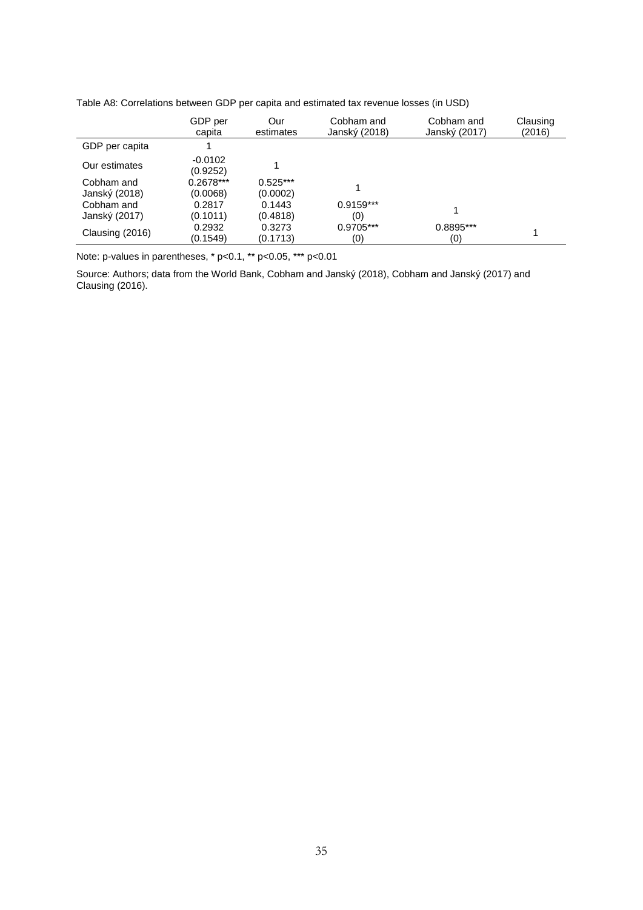Table A8: Correlations between GDP per capita and estimated tax revenue losses (in USD)

| | GDP per capita | Our estimates | Cobham and Janský (2018) | Cobham and Janský (2017) | Clausing (2016) |
|---|---|---|---|---|---|
| GDP per capita | 1 | | | | |
| Our estimates | -0.0102 (0.9252) | 1 | | | |
| Cobham and Janský (2018) | 0.2678*** (0.0068) | 0.525*** (0.0002) | 1 | | |
| Cobham and Janský (2017) | 0.2817 (0.1011) | 0.1443 (0.4818) | 0.9159*** (0) | 1 | |
| Clausing (2016) | 0.2932 (0.1549) | 0.3273 (0.1713) | 0.9705*** (0) | 0.8895*** (0) | 1 |

Note: p-values in parentheses, * p<0.1, ** p<0.05, *** p<0.01

Source: Authors; data from the World Bank, Cobham and Janský (2018), Cobham and Janský (2017) and Clausing (2016).